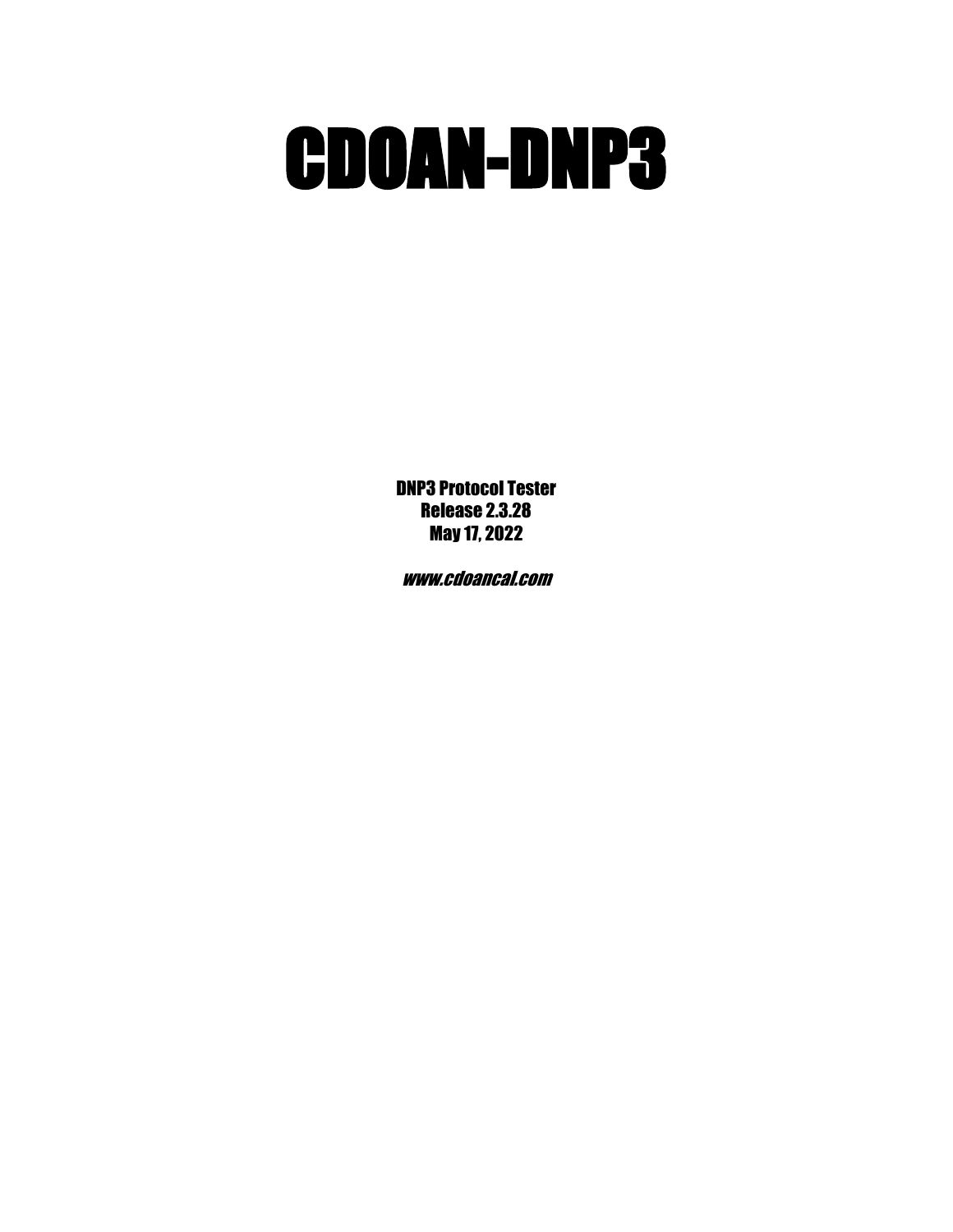# CDOAN-DNP3

**DNP3 Protocol Tester**
**Release 2.3.28**
**May 17, 2022**

***www.cdoancal.com***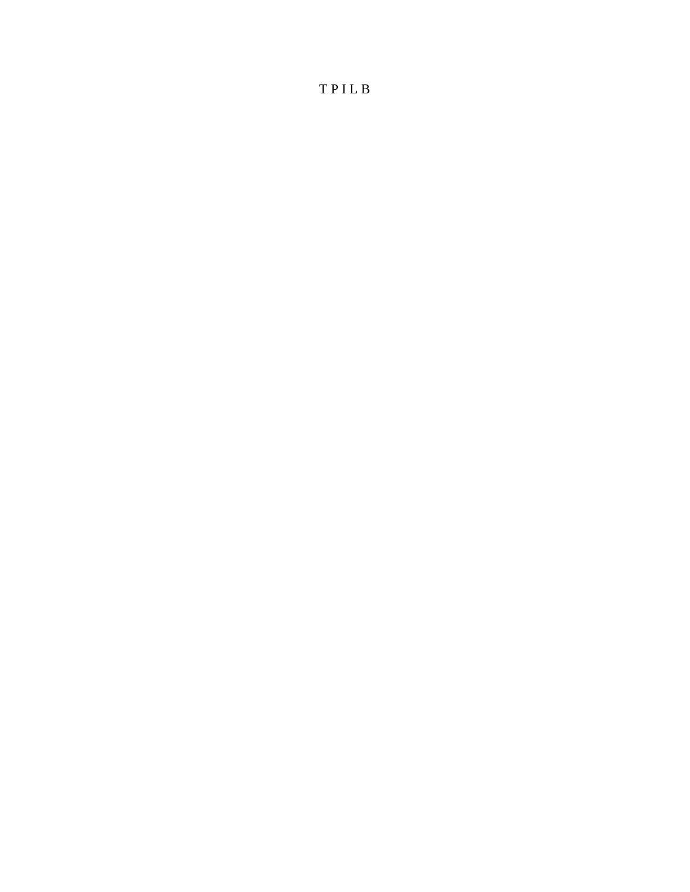T P I L B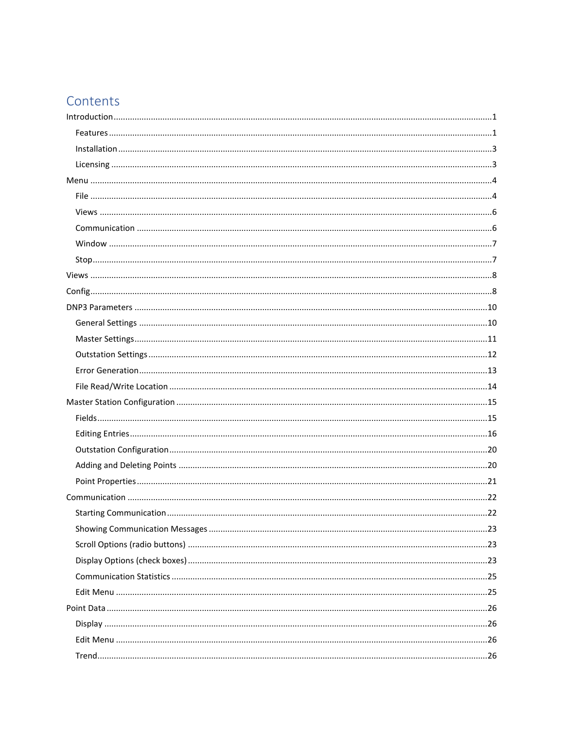# Contents

- Introduction ... 1
  - Features ... 1
  - Installation ... 3
  - Licensing ... 3
- Menu ... 4
  - File ... 4
  - Views ... 6
  - Communication ... 6
  - Window ... 7
  - Stop ... 7
- Views ... 8
- Config ... 8
- DNP3 Parameters ... 10
  - General Settings ... 10
  - Master Settings ... 11
  - Outstation Settings ... 12
  - Error Generation ... 13
  - File Read/Write Location ... 14
- Master Station Configuration ... 15
  - Fields ... 15
  - Editing Entries ... 16
  - Outstation Configuration ... 20
  - Adding and Deleting Points ... 20
  - Point Properties ... 21
- Communication ... 22
  - Starting Communication ... 22
  - Showing Communication Messages ... 23
  - Scroll Options (radio buttons) ... 23
  - Display Options (check boxes) ... 23
  - Communication Statistics ... 25
  - Edit Menu ... 25
- Point Data ... 26
  - Display ... 26
  - Edit Menu ... 26
  - Trend ... 26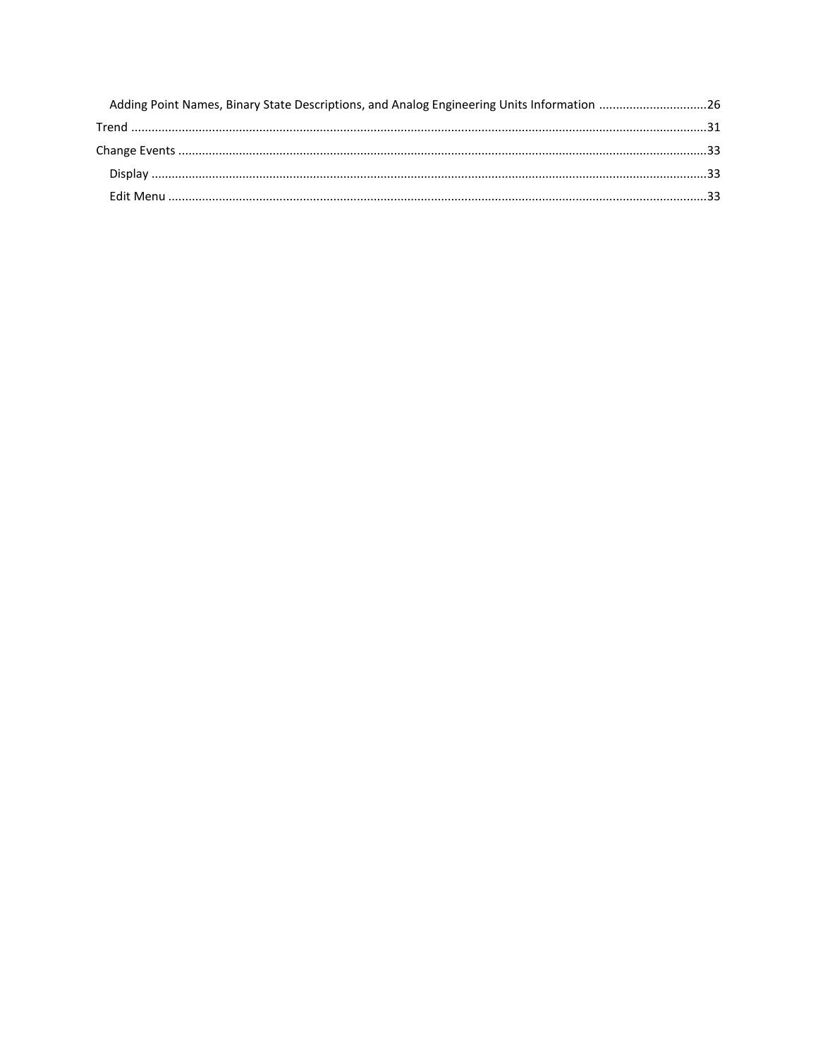- Adding Point Names, Binary State Descriptions, and Analog Engineering Units Information ....26

Trend ....31

Change Events ....33

- Display ....33
- Edit Menu ....33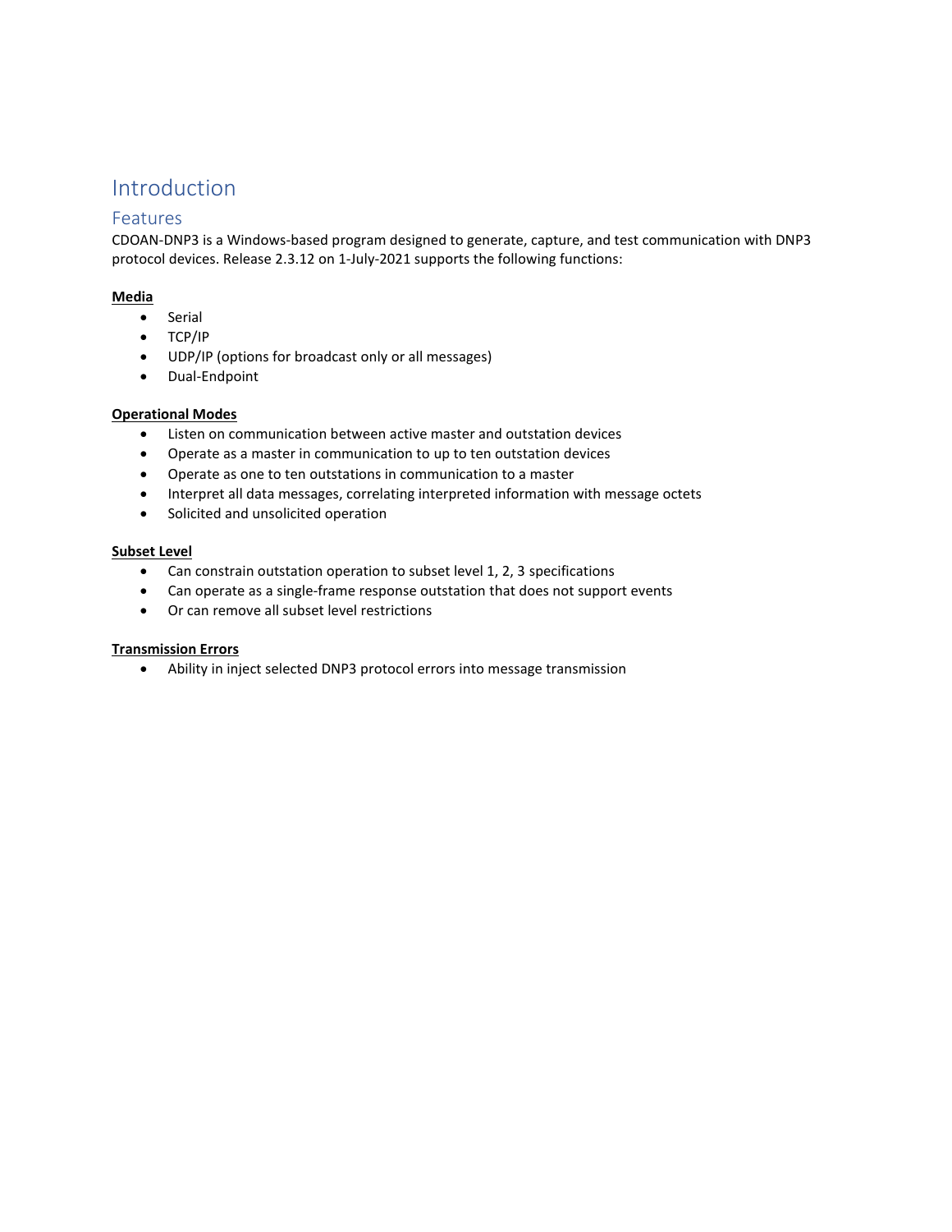# Introduction

## Features

CDOAN-DNP3 is a Windows-based program designed to generate, capture, and test communication with DNP3 protocol devices. Release 2.3.12 on 1-July-2021 supports the following functions:

**Media**

- Serial
- TCP/IP
- UDP/IP (options for broadcast only or all messages)
- Dual-Endpoint

**Operational Modes**

- Listen on communication between active master and outstation devices
- Operate as a master in communication to up to ten outstation devices
- Operate as one to ten outstations in communication to a master
- Interpret all data messages, correlating interpreted information with message octets
- Solicited and unsolicited operation

**Subset Level**

- Can constrain outstation operation to subset level 1, 2, 3 specifications
- Can operate as a single-frame response outstation that does not support events
- Or can remove all subset level restrictions

**Transmission Errors**

- Ability in inject selected DNP3 protocol errors into message transmission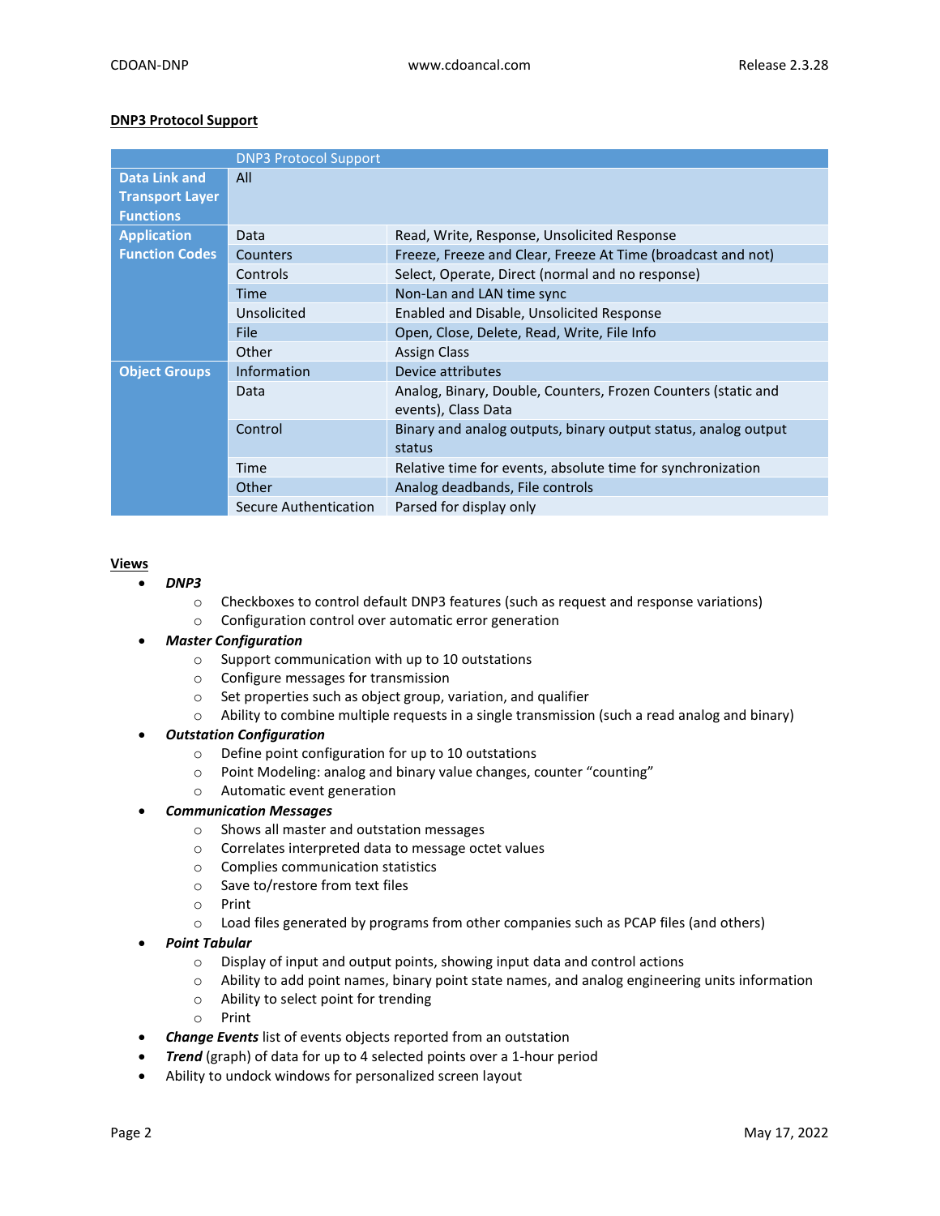## DNP3 Protocol Support

| | DNP3 Protocol Support | |
|---|---|---|
| **Data Link and Transport Layer Functions** | All | |
| **Application Function Codes** | Data | Read, Write, Response, Unsolicited Response |
| | Counters | Freeze, Freeze and Clear, Freeze At Time (broadcast and not) |
| | Controls | Select, Operate, Direct (normal and no response) |
| | Time | Non-Lan and LAN time sync |
| | Unsolicited | Enabled and Disable, Unsolicited Response |
| | File | Open, Close, Delete, Read, Write, File Info |
| | Other | Assign Class |
| **Object Groups** | Information | Device attributes |
| | Data | Analog, Binary, Double, Counters, Frozen Counters (static and events), Class Data |
| | Control | Binary and analog outputs, binary output status, analog output status |
| | Time | Relative time for events, absolute time for synchronization |
| | Other | Analog deadbands, File controls |
| | Secure Authentication | Parsed for display only |

## Views

- ***DNP3***
  - Checkboxes to control default DNP3 features (such as request and response variations)
  - Configuration control over automatic error generation
- ***Master Configuration***
  - Support communication with up to 10 outstations
  - Configure messages for transmission
  - Set properties such as object group, variation, and qualifier
  - Ability to combine multiple requests in a single transmission (such a read analog and binary)
- ***Outstation Configuration***
  - Define point configuration for up to 10 outstations
  - Point Modeling: analog and binary value changes, counter "counting"
  - Automatic event generation
- ***Communication Messages***
  - Shows all master and outstation messages
  - Correlates interpreted data to message octet values
  - Complies communication statistics
  - Save to/restore from text files
  - Print
  - Load files generated by programs from other companies such as PCAP files (and others)
- ***Point Tabular***
  - Display of input and output points, showing input data and control actions
  - Ability to add point names, binary point state names, and analog engineering units information
  - Ability to select point for trending
  - Print
- ***Change Events*** list of events objects reported from an outstation
- ***Trend*** (graph) of data for up to 4 selected points over a 1-hour period
- Ability to undock windows for personalized screen layout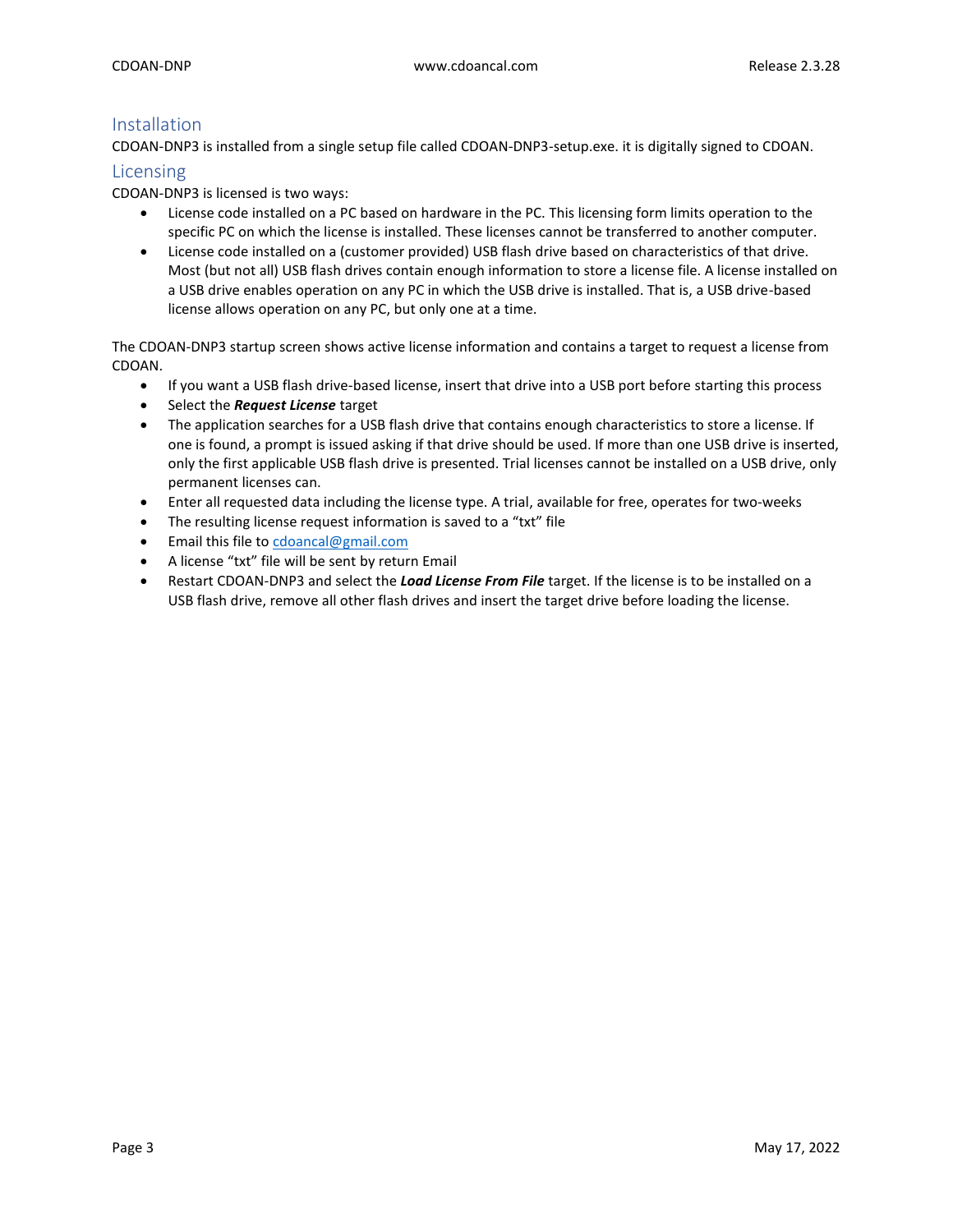## Installation

CDOAN-DNP3 is installed from a single setup file called CDOAN-DNP3-setup.exe. it is digitally signed to CDOAN.

## Licensing

CDOAN-DNP3 is licensed is two ways:

- License code installed on a PC based on hardware in the PC. This licensing form limits operation to the specific PC on which the license is installed. These licenses cannot be transferred to another computer.
- License code installed on a (customer provided) USB flash drive based on characteristics of that drive. Most (but not all) USB flash drives contain enough information to store a license file. A license installed on a USB drive enables operation on any PC in which the USB drive is installed. That is, a USB drive-based license allows operation on any PC, but only one at a time.

The CDOAN-DNP3 startup screen shows active license information and contains a target to request a license from CDOAN.

- If you want a USB flash drive-based license, insert that drive into a USB port before starting this process
- Select the ***Request License*** target
- The application searches for a USB flash drive that contains enough characteristics to store a license. If one is found, a prompt is issued asking if that drive should be used. If more than one USB drive is inserted, only the first applicable USB flash drive is presented. Trial licenses cannot be installed on a USB drive, only permanent licenses can.
- Enter all requested data including the license type. A trial, available for free, operates for two-weeks
- The resulting license request information is saved to a "txt" file
- Email this file to cdoancal@gmail.com
- A license "txt" file will be sent by return Email
- Restart CDOAN-DNP3 and select the ***Load License From File*** target. If the license is to be installed on a USB flash drive, remove all other flash drives and insert the target drive before loading the license.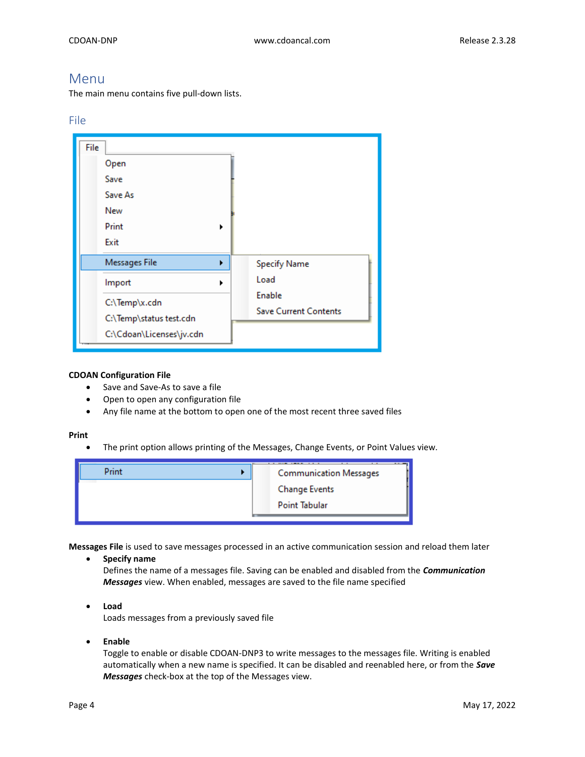# Menu

The main menu contains five pull-down lists.

## File

**CDOAN Configuration File**

- Save and Save-As to save a file
- Open to open any configuration file
- Any file name at the bottom to open one of the most recent three saved files

**Print**

- The print option allows printing of the Messages, Change Events, or Point Values view.

**Messages File** is used to save messages processed in an active communication session and reload them later

- **Specify name**
  Defines the name of a messages file. Saving can be enabled and disabled from the ***Communication Messages*** view. When enabled, messages are saved to the file name specified

- **Load**
  Loads messages from a previously saved file

- **Enable**
  Toggle to enable or disable CDOAN-DNP3 to write messages to the messages file. Writing is enabled automatically when a new name is specified. It can be disabled and reenabled here, or from the ***Save Messages*** check-box at the top of the Messages view.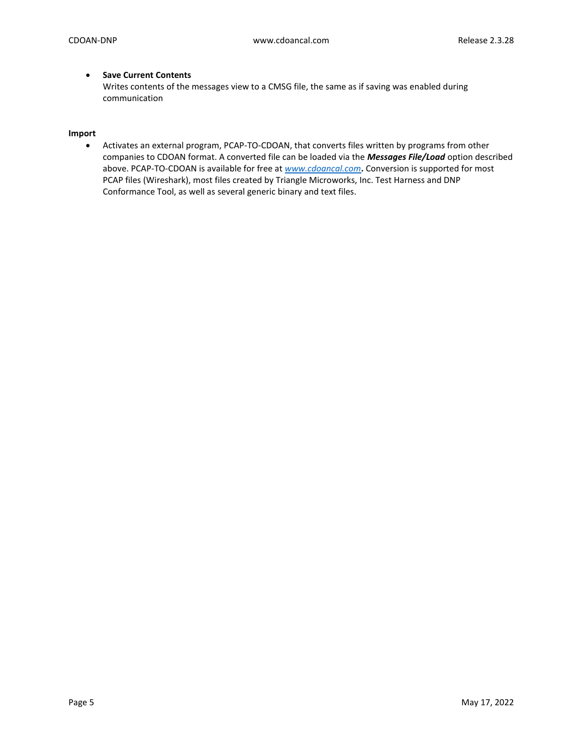- **Save Current Contents**
  Writes contents of the messages view to a CMSG file, the same as if saving was enabled during communication

**Import**

- Activates an external program, PCAP-TO-CDOAN, that converts files written by programs from other companies to CDOAN format. A converted file can be loaded via the ***Messages File/Load*** option described above. PCAP-TO-CDOAN is available for free at *www.cdoancal.com*. Conversion is supported for most PCAP files (Wireshark), most files created by Triangle Microworks, Inc. Test Harness and DNP Conformance Tool, as well as several generic binary and text files.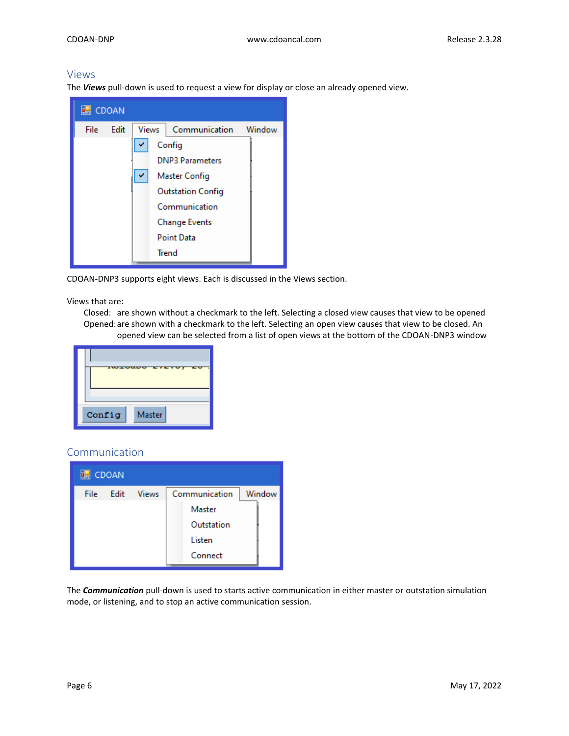## Views

The ***Views*** pull-down is used to request a view for display or close an already opened view.

CDOAN-DNP3 supports eight views. Each is discussed in the Views section.

Views that are:

Closed: are shown without a checkmark to the left. Selecting a closed view causes that view to be opened

Opened: are shown with a checkmark to the left. Selecting an open view causes that view to be closed. An opened view can be selected from a list of open views at the bottom of the CDOAN-DNP3 window

## Communication

The ***Communication*** pull-down is used to starts active communication in either master or outstation simulation mode, or listening, and to stop an active communication session.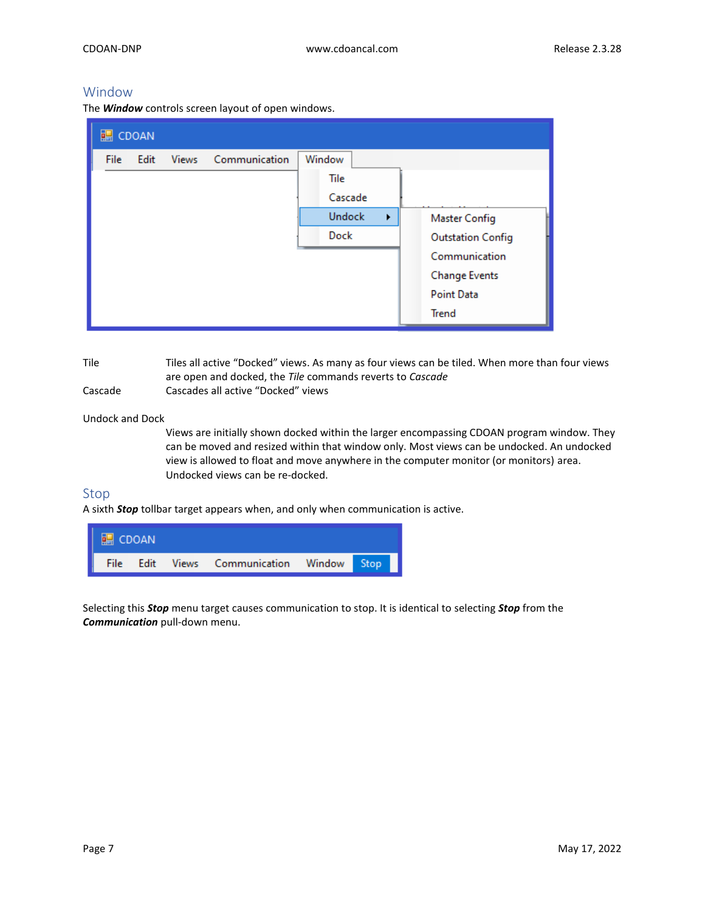## Window

The ***Window*** controls screen layout of open windows.

Tile — Tiles all active "Docked" views. As many as four views can be tiled. When more than four views are open and docked, the *Tile* commands reverts to *Cascade*

Cascade — Cascades all active "Docked" views

Undock and Dock

Views are initially shown docked within the larger encompassing CDOAN program window. They can be moved and resized within that window only. Most views can be undocked. An undocked view is allowed to float and move anywhere in the computer monitor (or monitors) area. Undocked views can be re-docked.

## Stop

A sixth ***Stop*** tollbar target appears when, and only when communication is active.

Selecting this ***Stop*** menu target causes communication to stop. It is identical to selecting ***Stop*** from the ***Communication*** pull-down menu.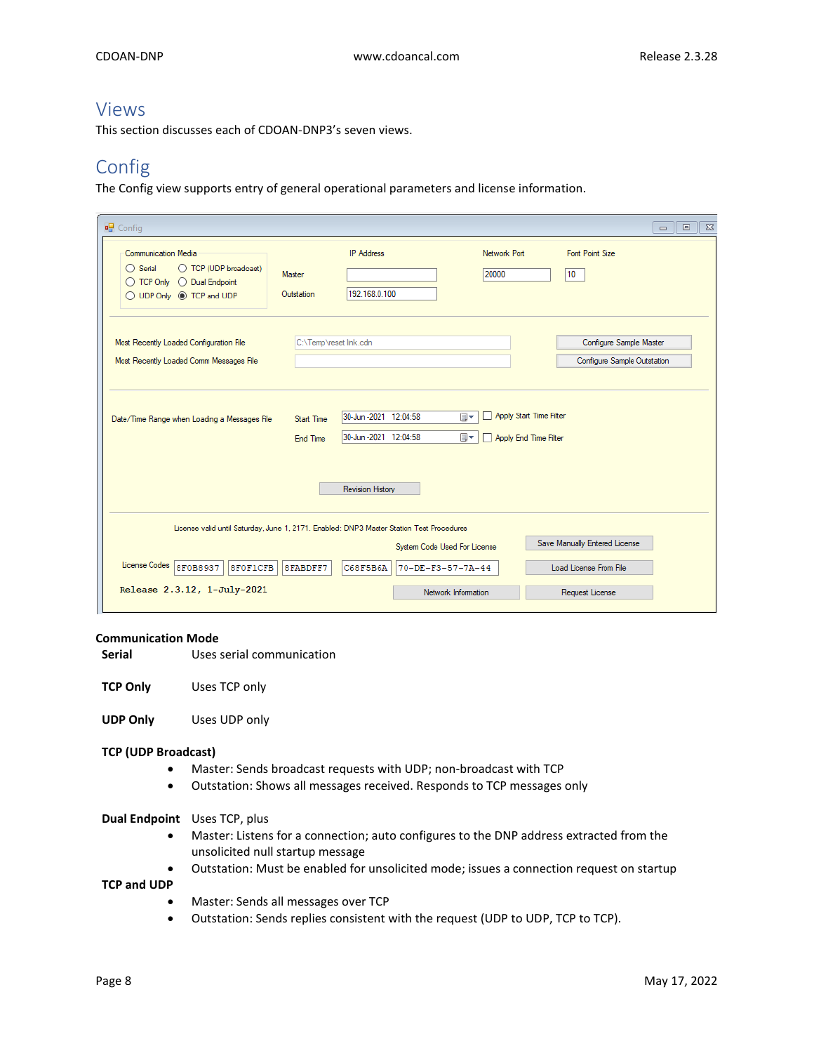# Views

This section discusses each of CDOAN-DNP3's seven views.

## Config

The Config view supports entry of general operational parameters and license information.

### Communication Mode

**Serial** Uses serial communication

**TCP Only** Uses TCP only

**UDP Only** Uses UDP only

**TCP (UDP Broadcast)**

- Master: Sends broadcast requests with UDP; non-broadcast with TCP
- Outstation: Shows all messages received. Responds to TCP messages only

**Dual Endpoint** Uses TCP, plus

- Master: Listens for a connection; auto configures to the DNP address extracted from the unsolicited null startup message
- Outstation: Must be enabled for unsolicited mode; issues a connection request on startup

**TCP and UDP**

- Master: Sends all messages over TCP
- Outstation: Sends replies consistent with the request (UDP to UDP, TCP to TCP).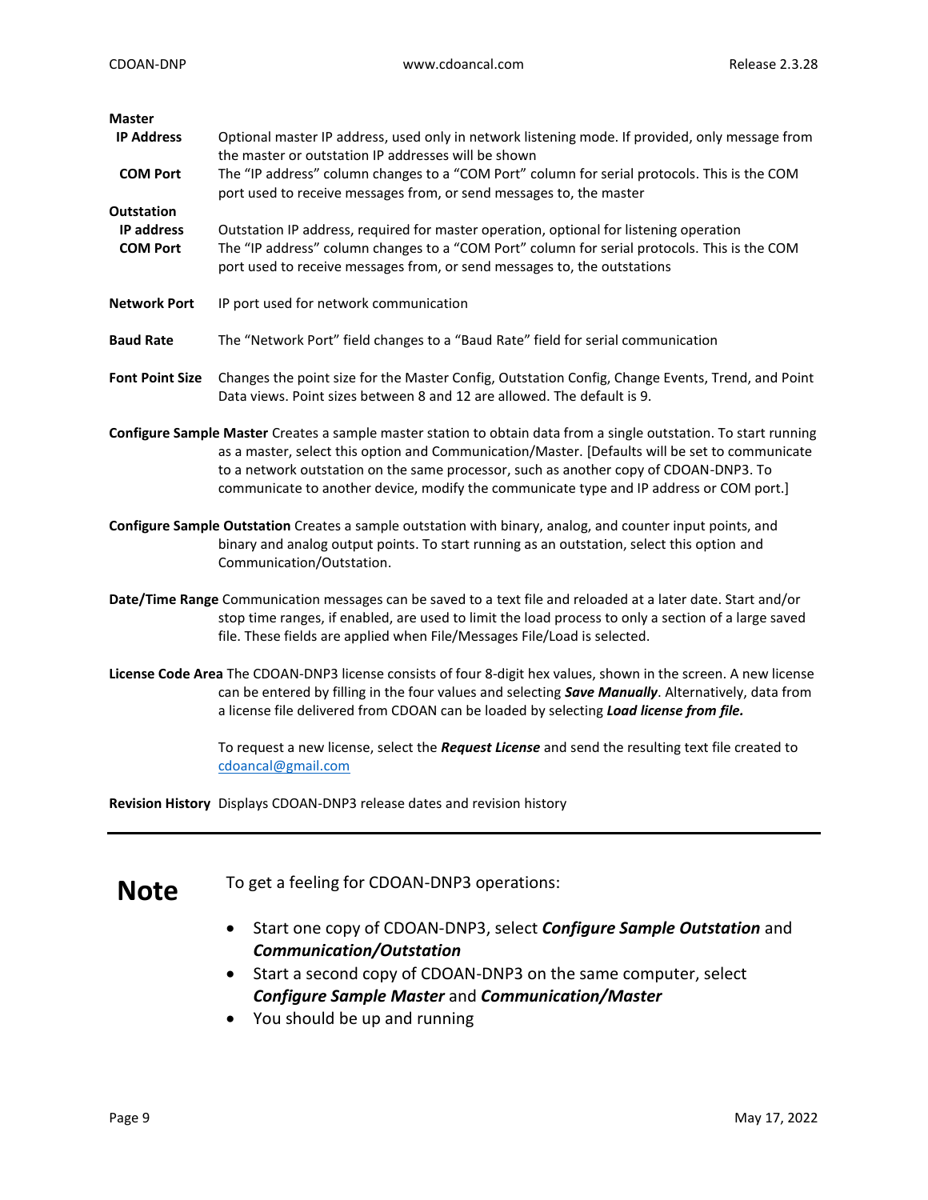**Master**

**IP Address** Optional master IP address, used only in network listening mode. If provided, only message from the master or outstation IP addresses will be shown

**COM Port** The "IP address" column changes to a "COM Port" column for serial protocols. This is the COM port used to receive messages from, or send messages to, the master

**Outstation**

**IP address** Outstation IP address, required for master operation, optional for listening operation

**COM Port** The "IP address" column changes to a "COM Port" column for serial protocols. This is the COM port used to receive messages from, or send messages to, the outstations

**Network Port** IP port used for network communication

**Baud Rate** The "Network Port" field changes to a "Baud Rate" field for serial communication

**Font Point Size** Changes the point size for the Master Config, Outstation Config, Change Events, Trend, and Point Data views. Point sizes between 8 and 12 are allowed. The default is 9.

**Configure Sample Master** Creates a sample master station to obtain data from a single outstation. To start running as a master, select this option and Communication/Master. [Defaults will be set to communicate to a network outstation on the same processor, such as another copy of CDOAN-DNP3. To communicate to another device, modify the communicate type and IP address or COM port.]

**Configure Sample Outstation** Creates a sample outstation with binary, analog, and counter input points, and binary and analog output points. To start running as an outstation, select this option and Communication/Outstation.

**Date/Time Range** Communication messages can be saved to a text file and reloaded at a later date. Start and/or stop time ranges, if enabled, are used to limit the load process to only a section of a large saved file. These fields are applied when File/Messages File/Load is selected.

**License Code Area** The CDOAN-DNP3 license consists of four 8-digit hex values, shown in the screen. A new license can be entered by filling in the four values and selecting ***Save Manually***. Alternatively, data from a license file delivered from CDOAN can be loaded by selecting ***Load license from file.***

To request a new license, select the ***Request License*** and send the resulting text file created to cdoancal@gmail.com

**Revision History** Displays CDOAN-DNP3 release dates and revision history

---

**Note**

To get a feeling for CDOAN-DNP3 operations:

- Start one copy of CDOAN-DNP3, select ***Configure Sample Outstation*** and ***Communication/Outstation***
- Start a second copy of CDOAN-DNP3 on the same computer, select ***Configure Sample Master*** and ***Communication/Master***
- You should be up and running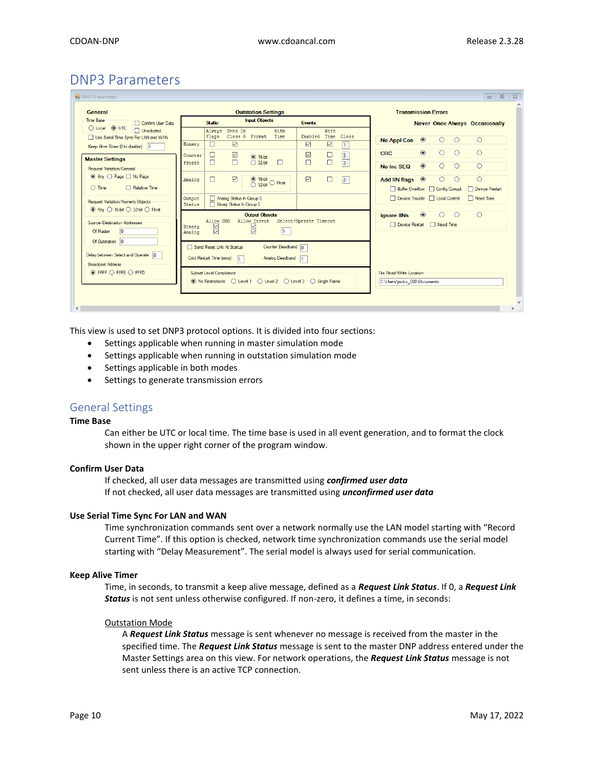# DNP3 Parameters

This view is used to set DNP3 protocol options. It is divided into four sections:

- Settings applicable when running in master simulation mode
- Settings applicable when running in outstation simulation mode
- Settings applicable in both modes
- Settings to generate transmission errors

## General Settings

**Time Base**

Can either be UTC or local time. The time base is used in all event generation, and to format the clock shown in the upper right corner of the program window.

**Confirm User Data**

If checked, all user data messages are transmitted using ***confirmed user data***
If not checked, all user data messages are transmitted using ***unconfirmed user data***

**Use Serial Time Sync For LAN and WAN**

Time synchronization commands sent over a network normally use the LAN model starting with "Record Current Time". If this option is checked, network time synchronization commands use the serial model starting with "Delay Measurement". The serial model is always used for serial communication.

**Keep Alive Timer**

Time, in seconds, to transmit a keep alive message, defined as a ***Request Link Status***. If 0, a ***Request Link Status*** is not sent unless otherwise configured. If non-zero, it defines a time, in seconds:

Outstation Mode

A ***Request Link Status*** message is sent whenever no message is received from the master in the specified time. The ***Request Link Status*** message is sent to the master DNP address entered under the Master Settings area on this view. For network operations, the ***Request Link Status*** message is not sent unless there is an active TCP connection.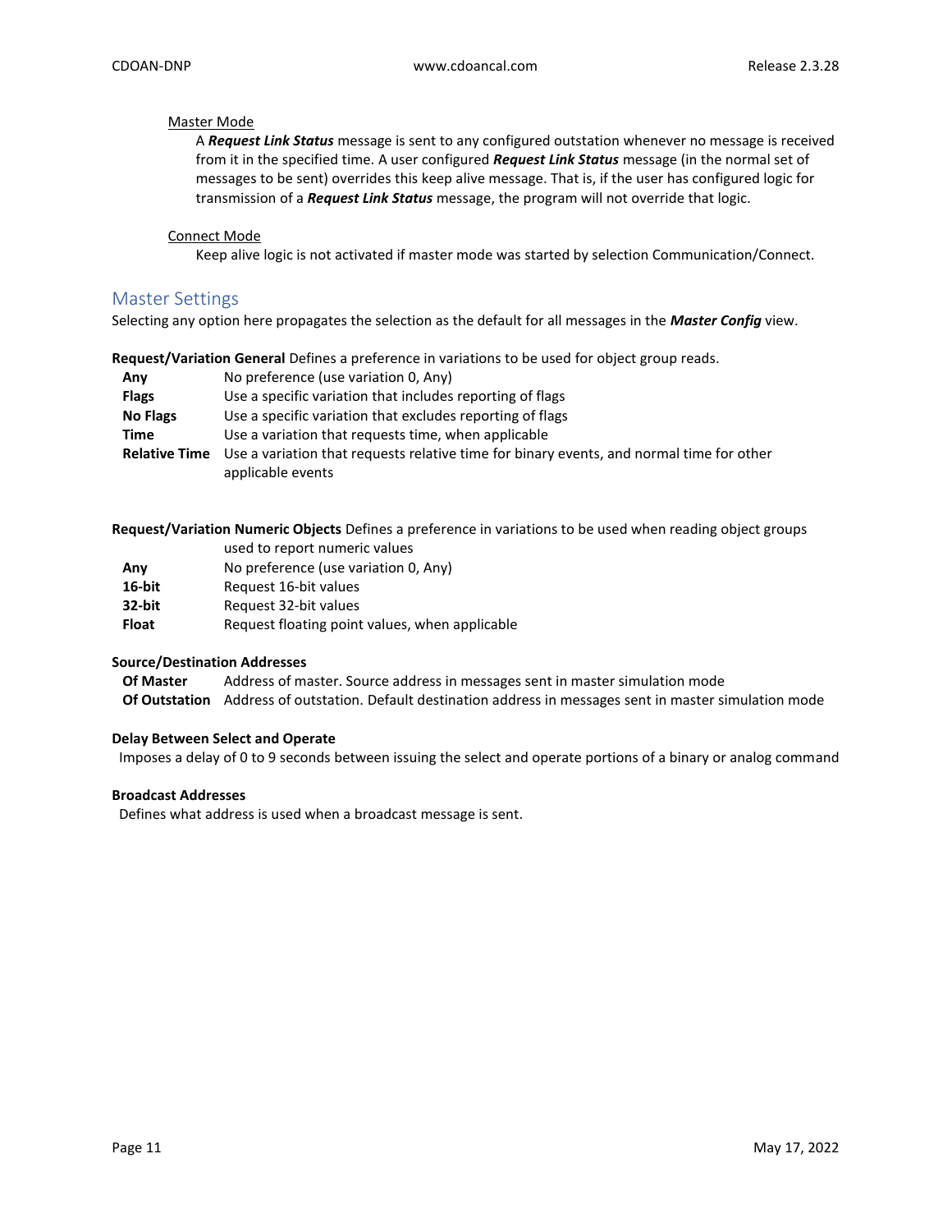Master Mode

A ***Request Link Status*** message is sent to any configured outstation whenever no message is received from it in the specified time. A user configured ***Request Link Status*** message (in the normal set of messages to be sent) overrides this keep alive message. That is, if the user has configured logic for transmission of a ***Request Link Status*** message, the program will not override that logic.

Connect Mode

Keep alive logic is not activated if master mode was started by selection Communication/Connect.

## Master Settings

Selecting any option here propagates the selection as the default for all messages in the ***Master Config*** view.

**Request/Variation General** Defines a preference in variations to be used for object group reads.

| | |
|---|---|
| **Any** | No preference (use variation 0, Any) |
| **Flags** | Use a specific variation that includes reporting of flags |
| **No Flags** | Use a specific variation that excludes reporting of flags |
| **Time** | Use a variation that requests time, when applicable |
| **Relative Time** | Use a variation that requests relative time for binary events, and normal time for other applicable events |

**Request/Variation Numeric Objects** Defines a preference in variations to be used when reading object groups used to report numeric values

| | |
|---|---|
| **Any** | No preference (use variation 0, Any) |
| **16-bit** | Request 16-bit values |
| **32-bit** | Request 32-bit values |
| **Float** | Request floating point values, when applicable |

**Source/Destination Addresses**

| | |
|---|---|
| **Of Master** | Address of master. Source address in messages sent in master simulation mode |
| **Of Outstation** | Address of outstation. Default destination address in messages sent in master simulation mode |

**Delay Between Select and Operate**

Imposes a delay of 0 to 9 seconds between issuing the select and operate portions of a binary or analog command

**Broadcast Addresses**

Defines what address is used when a broadcast message is sent.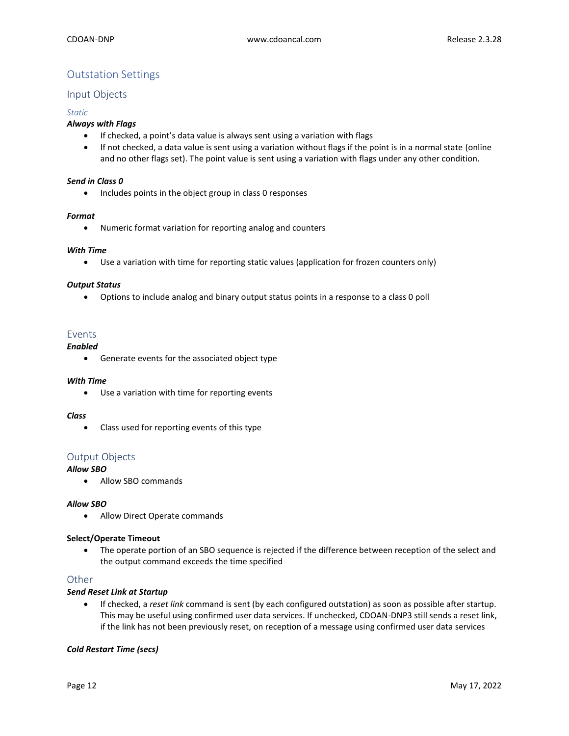## Outstation Settings

### Input Objects

#### *Static*

***Always with Flags***

- If checked, a point's data value is always sent using a variation with flags
- If not checked, a data value is sent using a variation without flags if the point is in a normal state (online and no other flags set). The point value is sent using a variation with flags under any other condition.

***Send in Class 0***

- Includes points in the object group in class 0 responses

***Format***

- Numeric format variation for reporting analog and counters

***With Time***

- Use a variation with time for reporting static values (application for frozen counters only)

***Output Status***

- Options to include analog and binary output status points in a response to a class 0 poll

### Events

***Enabled***

- Generate events for the associated object type

***With Time***

- Use a variation with time for reporting events

***Class***

- Class used for reporting events of this type

### Output Objects

***Allow SBO***

- Allow SBO commands

***Allow SBO***

- Allow Direct Operate commands

**Select/Operate Timeout**

- The operate portion of an SBO sequence is rejected if the difference between reception of the select and the output command exceeds the time specified

### Other

***Send Reset Link at Startup***

- If checked, a *reset link* command is sent (by each configured outstation) as soon as possible after startup. This may be useful using confirmed user data services. If unchecked, CDOAN-DNP3 still sends a reset link, if the link has not been previously reset, on reception of a message using confirmed user data services

***Cold Restart Time (secs)***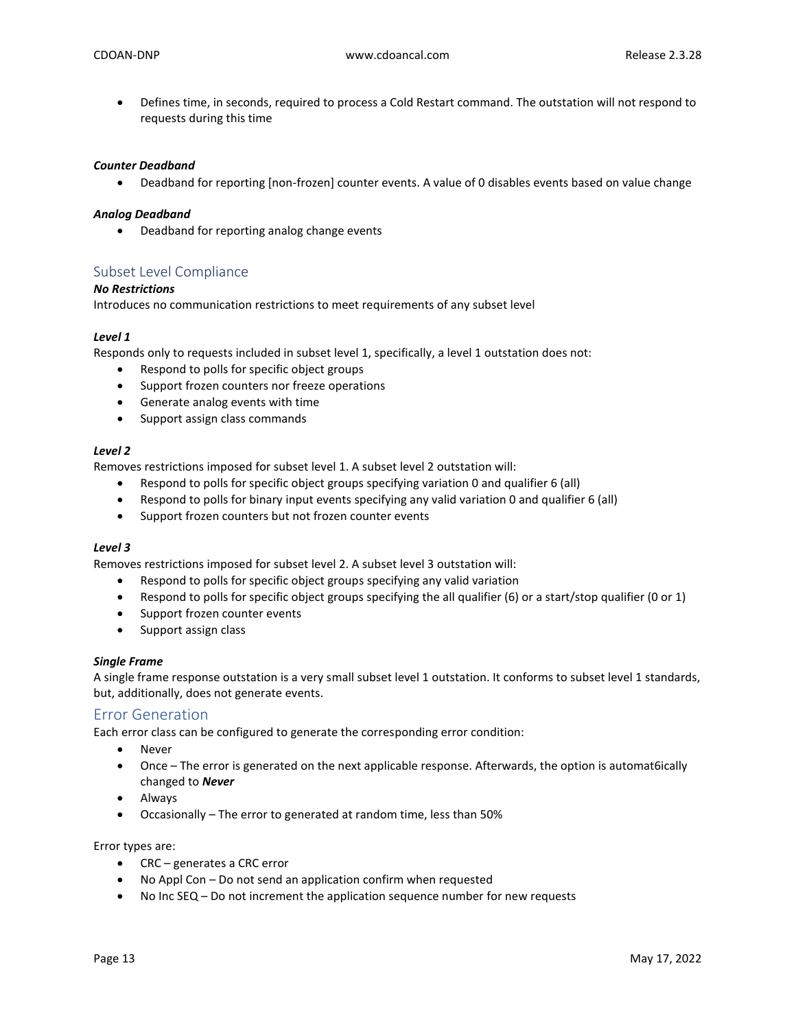- Defines time, in seconds, required to process a Cold Restart command. The outstation will not respond to requests during this time

***Counter Deadband***

- Deadband for reporting [non-frozen] counter events. A value of 0 disables events based on value change

***Analog Deadband***

- Deadband for reporting analog change events

## Subset Level Compliance

***No Restrictions***

Introduces no communication restrictions to meet requirements of any subset level

***Level 1***

Responds only to requests included in subset level 1, specifically, a level 1 outstation does not:

- Respond to polls for specific object groups
- Support frozen counters nor freeze operations
- Generate analog events with time
- Support assign class commands

***Level 2***

Removes restrictions imposed for subset level 1. A subset level 2 outstation will:

- Respond to polls for specific object groups specifying variation 0 and qualifier 6 (all)
- Respond to polls for binary input events specifying any valid variation 0 and qualifier 6 (all)
- Support frozen counters but not frozen counter events

***Level 3***

Removes restrictions imposed for subset level 2. A subset level 3 outstation will:

- Respond to polls for specific object groups specifying any valid variation
- Respond to polls for specific object groups specifying the all qualifier (6) or a start/stop qualifier (0 or 1)
- Support frozen counter events
- Support assign class

***Single Frame***

A single frame response outstation is a very small subset level 1 outstation. It conforms to subset level 1 standards, but, additionally, does not generate events.

## Error Generation

Each error class can be configured to generate the corresponding error condition:

- Never
- Once – The error is generated on the next applicable response. Afterwards, the option is automat6ically changed to ***Never***
- Always
- Occasionally – The error to generated at random time, less than 50%

Error types are:

- CRC – generates a CRC error
- No Appl Con – Do not send an application confirm when requested
- No Inc SEQ – Do not increment the application sequence number for new requests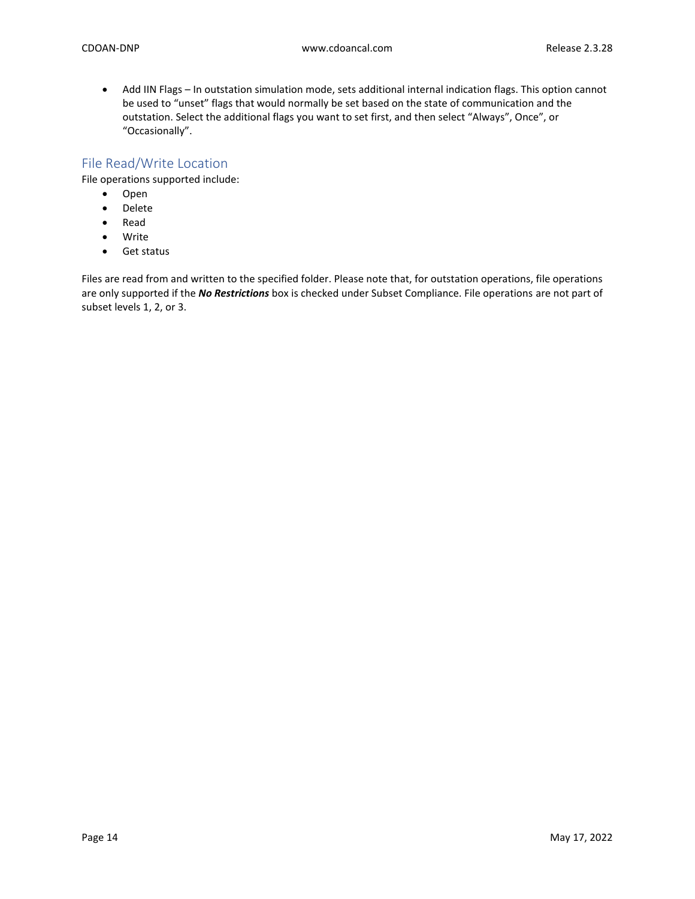- Add IIN Flags – In outstation simulation mode, sets additional internal indication flags. This option cannot be used to “unset” flags that would normally be set based on the state of communication and the outstation. Select the additional flags you want to set first, and then select “Always”, Once”, or “Occasionally”.

## File Read/Write Location

File operations supported include:

- Open
- Delete
- Read
- Write
- Get status

Files are read from and written to the specified folder. Please note that, for outstation operations, file operations are only supported if the ***No Restrictions*** box is checked under Subset Compliance. File operations are not part of subset levels 1, 2, or 3.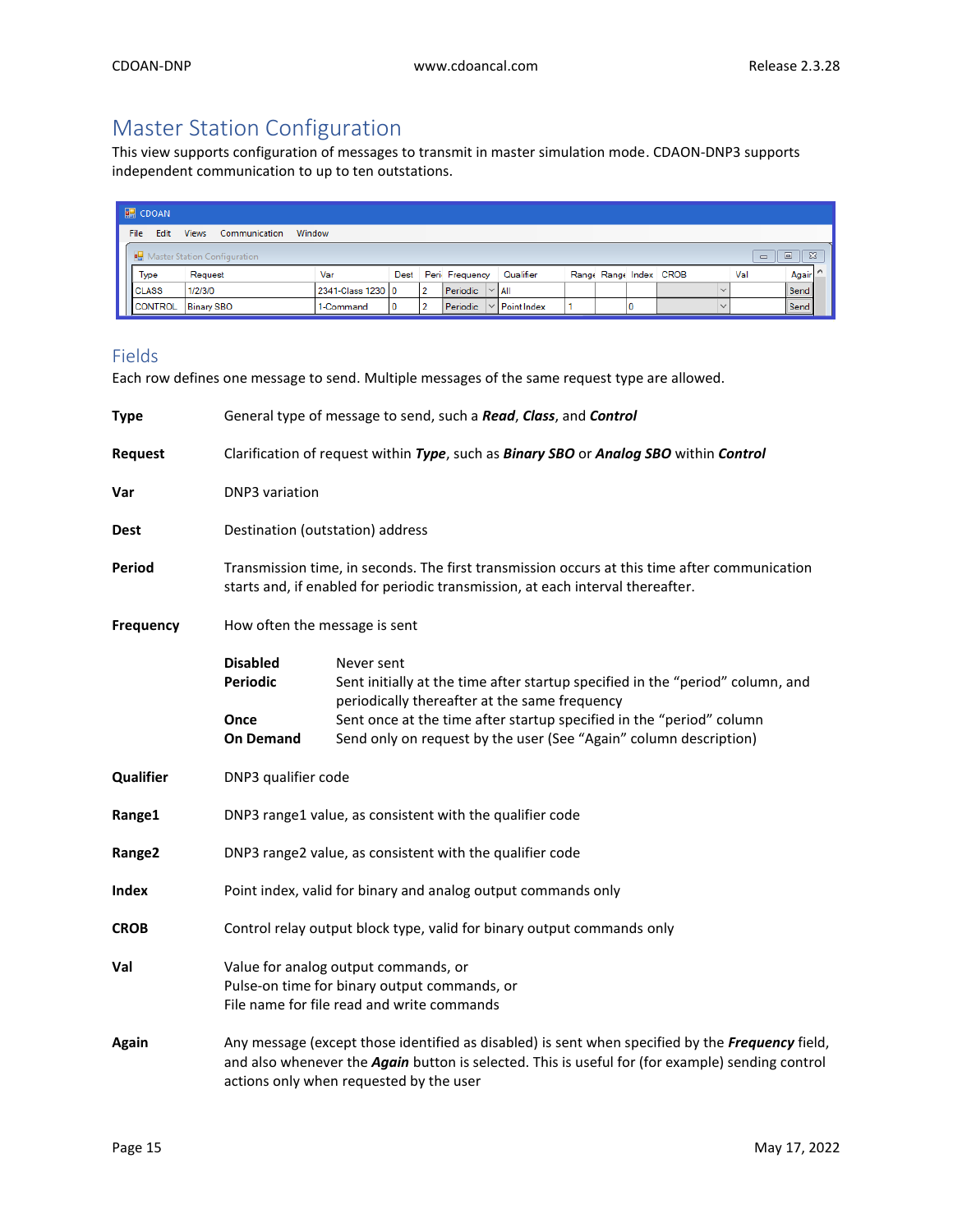# Master Station Configuration

This view supports configuration of messages to transmit in master simulation mode. CDAON-DNP3 supports independent communication to up to ten outstations.

| Type | Request | Var | Dest | Peri | Frequency | Qualifier | Range | Range | Index | CROB | Val | Again |
|---|---|---|---|---|---|---|---|---|---|---|---|---|
| CLASS | 1/2/3/0 | 2341-Class 1230 | 0 | 2 | Periodic | All | | | | | | Send |
| CONTROL | Binary SBO | 1-Command | 0 | 2 | Periodic | Point Index | 1 | | 0 | | | Send |

## Fields

Each row defines one message to send. Multiple messages of the same request type are allowed.

**Type** General type of message to send, such a ***Read***, ***Class***, and ***Control***

**Request** Clarification of request within ***Type***, such as ***Binary SBO*** or ***Analog SBO*** within ***Control***

**Var** DNP3 variation

**Dest** Destination (outstation) address

**Period** Transmission time, in seconds. The first transmission occurs at this time after communication starts and, if enabled for periodic transmission, at each interval thereafter.

**Frequency** How often the message is sent

- **Disabled** Never sent
- **Periodic** Sent initially at the time after startup specified in the "period" column, and periodically thereafter at the same frequency
- **Once** Sent once at the time after startup specified in the "period" column
- **On Demand** Send only on request by the user (See "Again" column description)

**Qualifier** DNP3 qualifier code

**Range1** DNP3 range1 value, as consistent with the qualifier code

**Range2** DNP3 range2 value, as consistent with the qualifier code

**Index** Point index, valid for binary and analog output commands only

**CROB** Control relay output block type, valid for binary output commands only

**Val** Value for analog output commands, or
Pulse-on time for binary output commands, or
File name for file read and write commands

**Again** Any message (except those identified as disabled) is sent when specified by the ***Frequency*** field, and also whenever the ***Again*** button is selected. This is useful for (for example) sending control actions only when requested by the user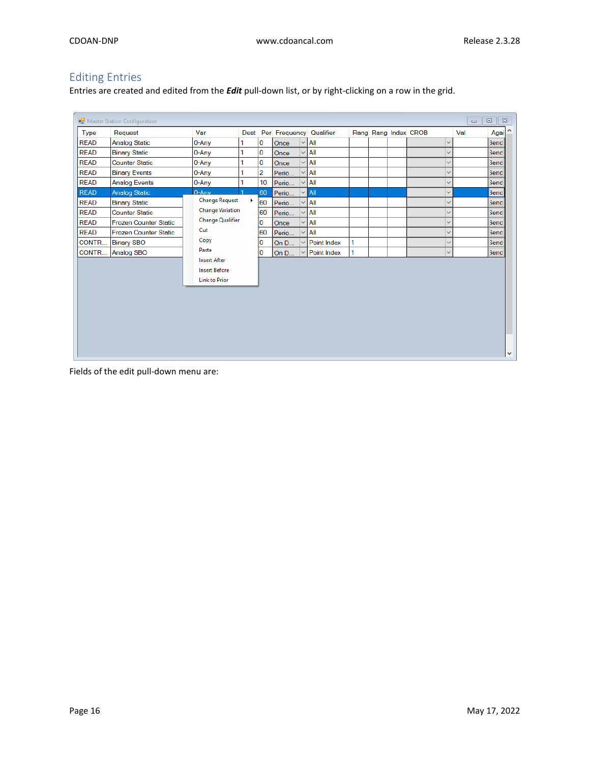## Editing Entries

Entries are created and edited from the ***Edit*** pull-down list, or by right-clicking on a row in the grid.

Fields of the edit pull-down menu are: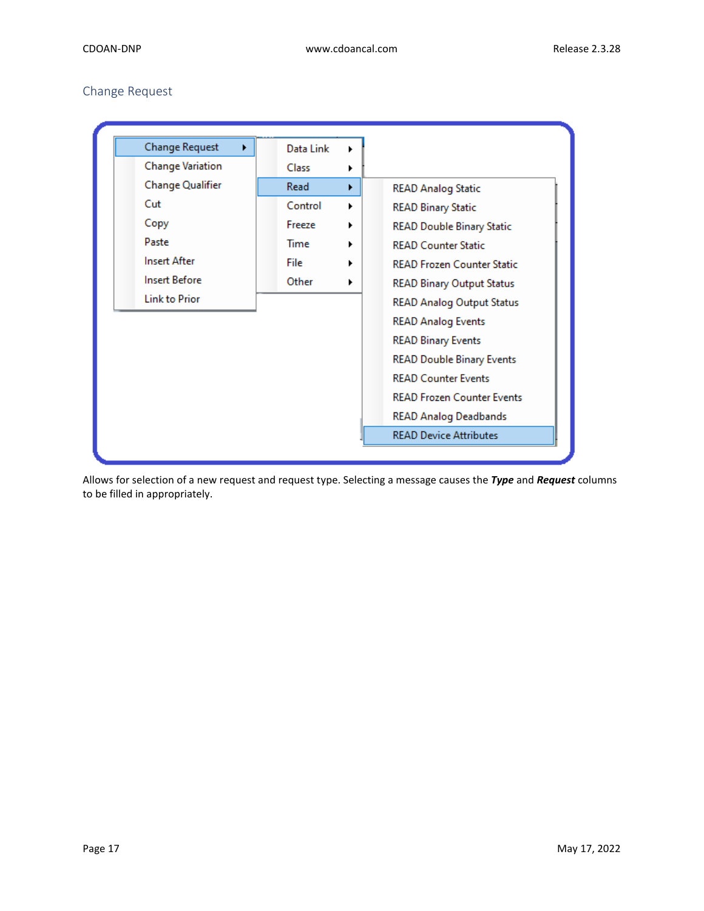## Change Request

Change Request
Change Variation
Change Qualifier
Cut
Copy
Paste
Insert After
Insert Before
Link to Prior

Data Link
Class
Read
Control
Freeze
Time
File
Other

READ Analog Static
READ Binary Static
READ Double Binary Static
READ Counter Static
READ Frozen Counter Static
READ Binary Output Status
READ Analog Output Status
READ Analog Events
READ Binary Events
READ Double Binary Events
READ Counter Events
READ Frozen Counter Events
READ Analog Deadbands
READ Device Attributes

Allows for selection of a new request and request type. Selecting a message causes the ***Type*** and ***Request*** columns to be filled in appropriately.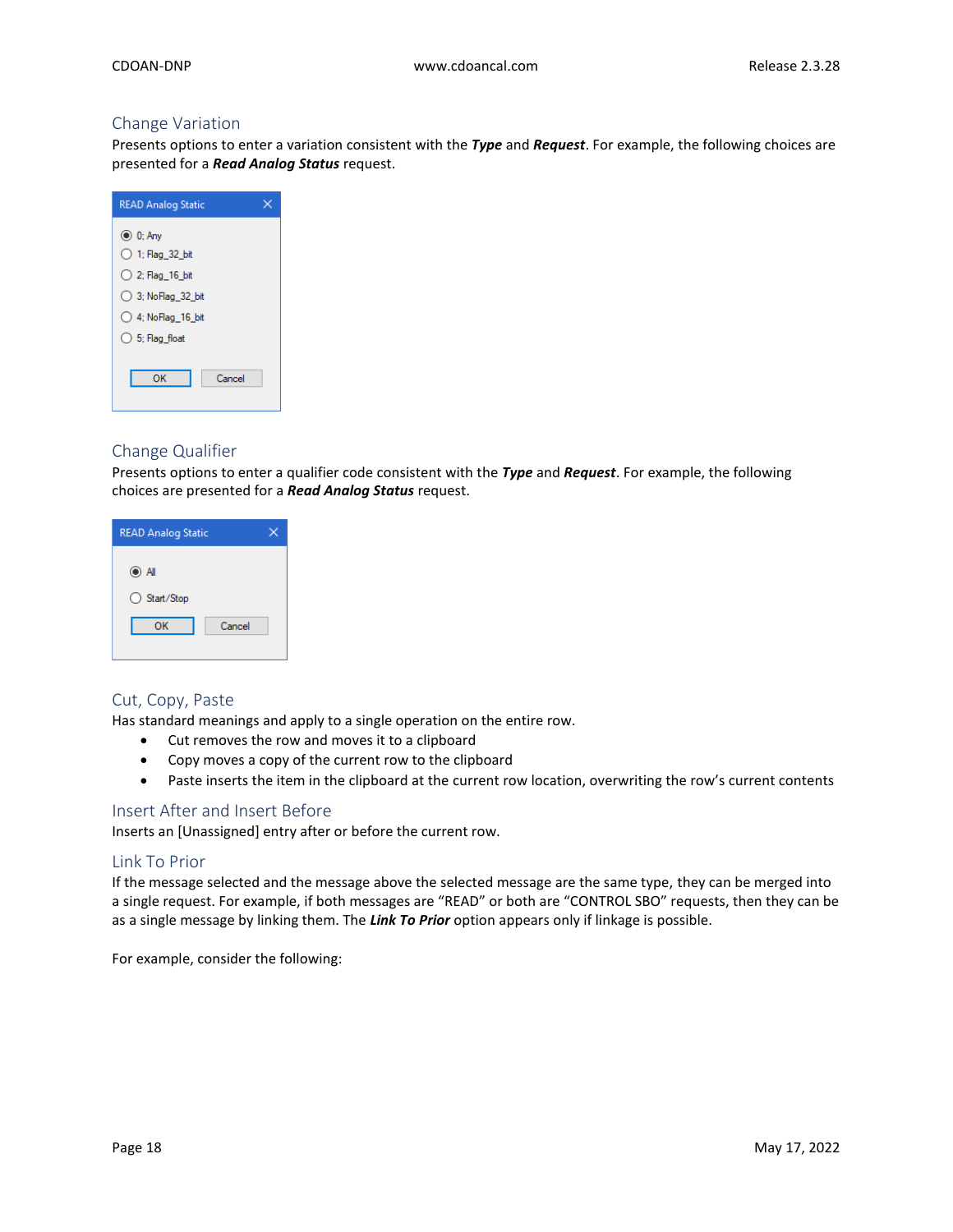## Change Variation

Presents options to enter a variation consistent with the ***Type*** and ***Request***. For example, the following choices are presented for a ***Read Analog Status*** request.

READ Analog Static

- 0; Any
- 1; Flag_32_bit
- 2; Flag_16_bit
- 3; NoFlag_32_bit
- 4; NoFlag_16_bit
- 5; Flag_float

OK Cancel

## Change Qualifier

Presents options to enter a qualifier code consistent with the ***Type*** and ***Request***. For example, the following choices are presented for a ***Read Analog Status*** request.

READ Analog Static

- All
- Start/Stop

OK Cancel

## Cut, Copy, Paste

Has standard meanings and apply to a single operation on the entire row.

- Cut removes the row and moves it to a clipboard
- Copy moves a copy of the current row to the clipboard
- Paste inserts the item in the clipboard at the current row location, overwriting the row's current contents

## Insert After and Insert Before

Inserts an [Unassigned] entry after or before the current row.

## Link To Prior

If the message selected and the message above the selected message are the same type, they can be merged into a single request. For example, if both messages are "READ" or both are "CONTROL SBO" requests, then they can be as a single message by linking them. The ***Link To Prior*** option appears only if linkage is possible.

For example, consider the following: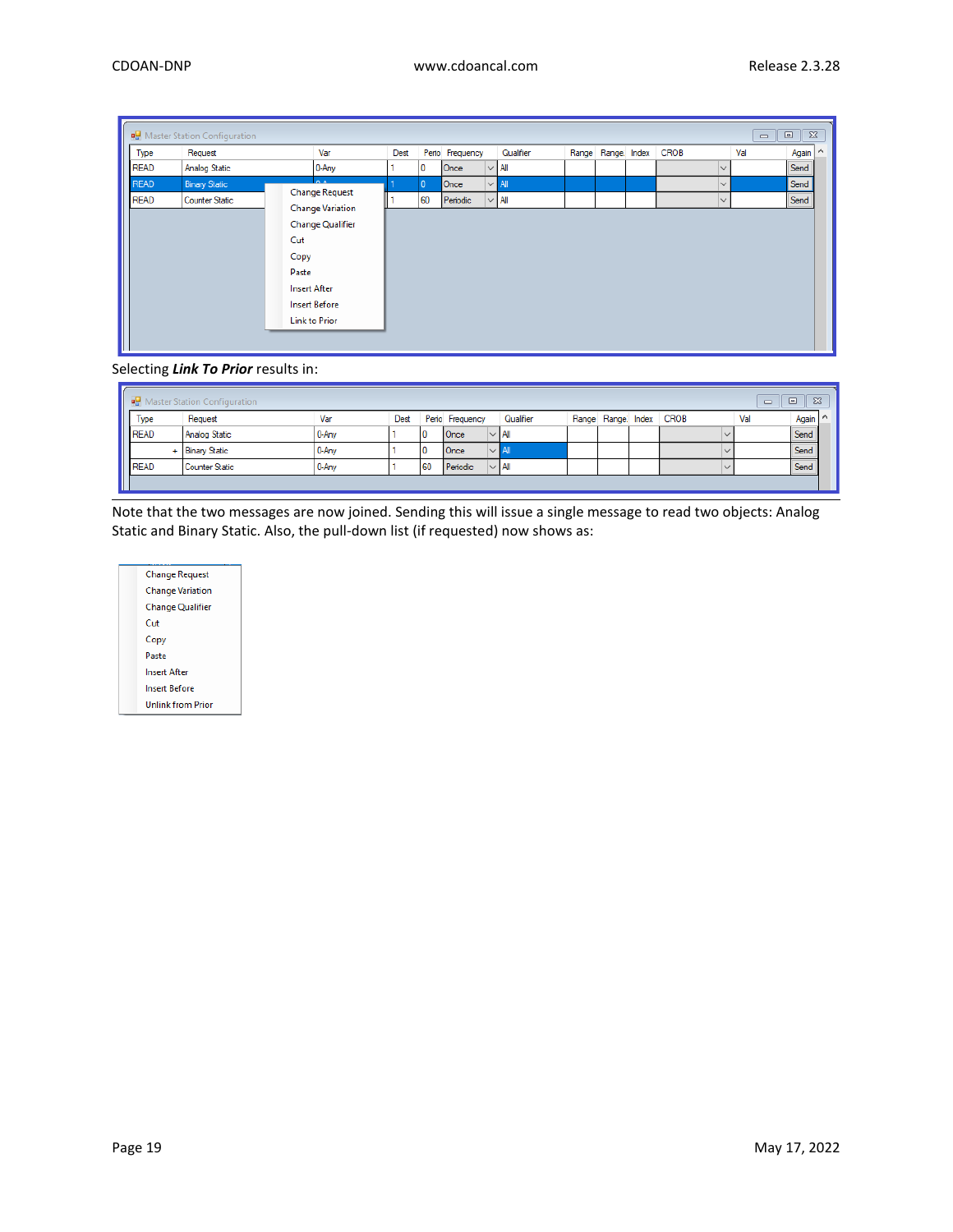| Type | Request | Var | Dest | Perio | Frequency | Qualifier | Range | Range | Index | CROB | Val | Again |
|---|---|---|---|---|---|---|---|---|---|---|---|---|
| READ | Analog Static | 0-Any | 1 | 0 | Once | All | | | | | | Send |
| READ | Binary Static | 0-Any | 1 | 0 | Once | All | | | | | | Send |
| READ | Counter Static | | 1 | 60 | Periodic | All | | | | | | Send |

- Change Request
- Change Variation
- Change Qualifier
- Cut
- Copy
- Paste
- Insert After
- Insert Before
- Link to Prior

Selecting ***Link To Prior*** results in:

| Type | Request | Var | Dest | Perio | Frequency | Qualifier | Range | Range | Index | CROB | Val | Again |
|---|---|---|---|---|---|---|---|---|---|---|---|---|
| READ | Analog Static | 0-Any | 1 | 0 | Once | All | | | | | | Send |
| + | Binary Static | 0-Any | 1 | 0 | Once | All | | | | | | Send |
| READ | Counter Static | 0-Any | 1 | 60 | Periodic | All | | | | | | Send |

Note that the two messages are now joined. Sending this will issue a single message to read two objects: Analog Static and Binary Static. Also, the pull-down list (if requested) now shows as:

- Change Request
- Change Variation
- Change Qualifier
- Cut
- Copy
- Paste
- Insert After
- Insert Before
- Unlink from Prior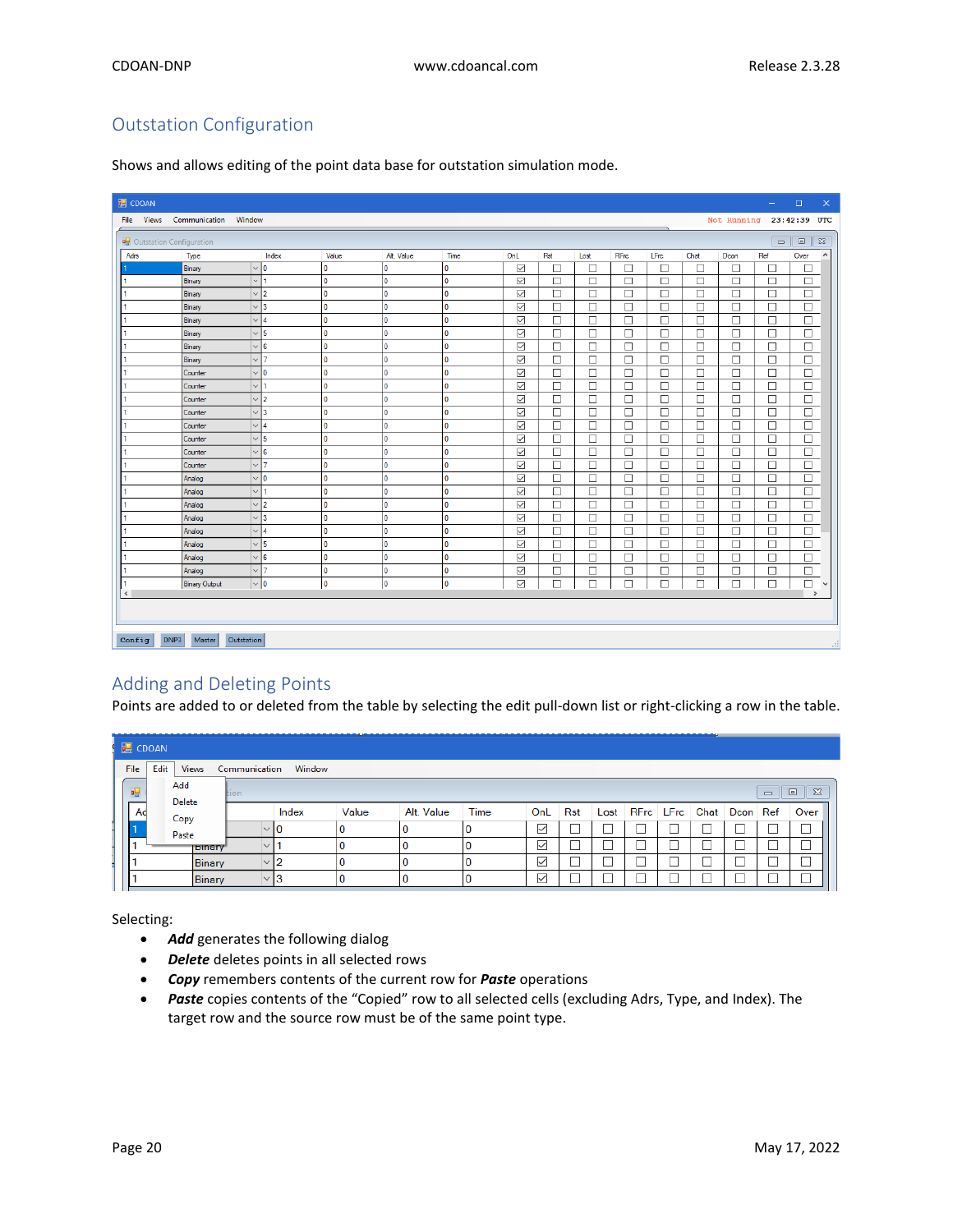## Outstation Configuration

Shows and allows editing of the point data base for outstation simulation mode.

## Adding and Deleting Points

Points are added to or deleted from the table by selecting the edit pull-down list or right-clicking a row in the table.

Selecting:

- ***Add*** generates the following dialog
- ***Delete*** deletes points in all selected rows
- ***Copy*** remembers contents of the current row for ***Paste*** operations
- ***Paste*** copies contents of the "Copied" row to all selected cells (excluding Adrs, Type, and Index). The target row and the source row must be of the same point type.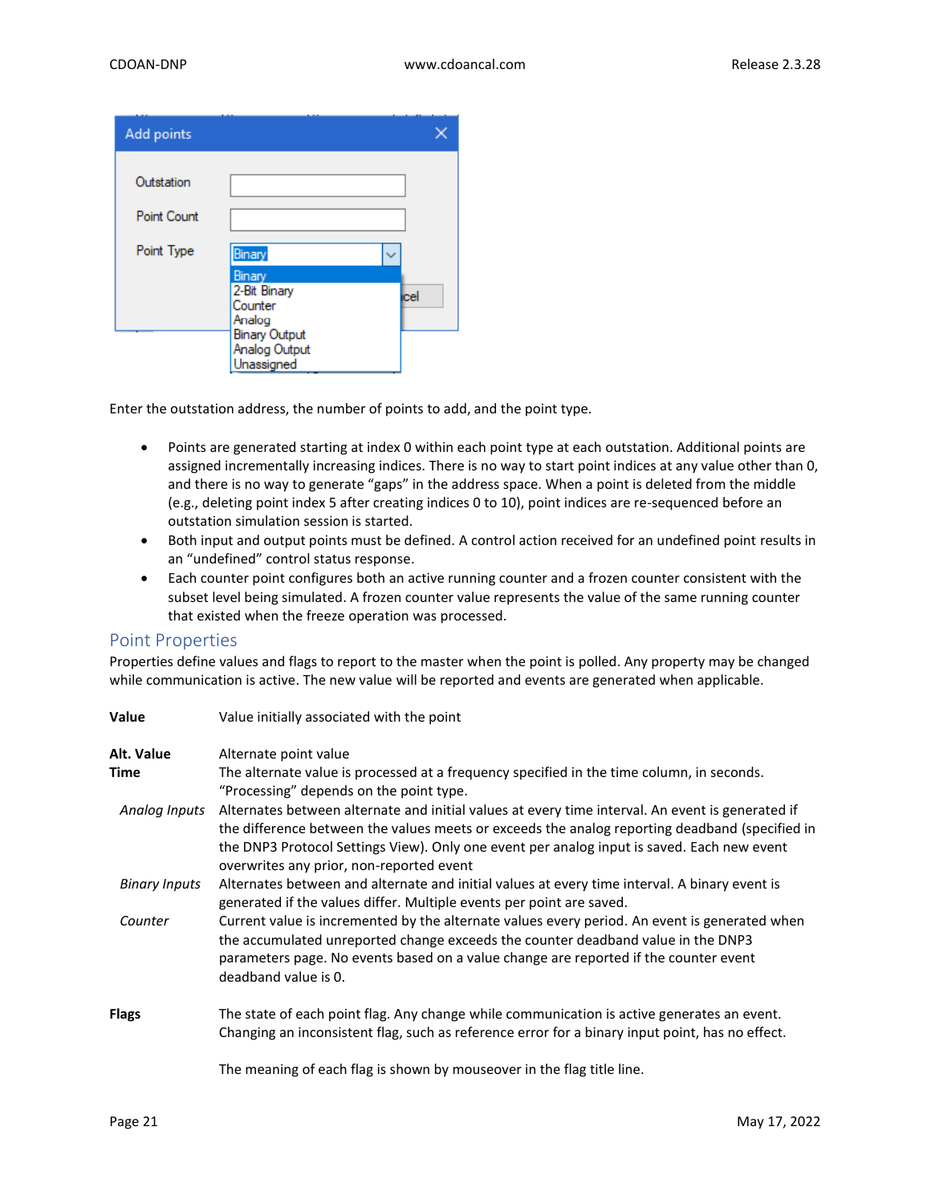Enter the outstation address, the number of points to add, and the point type.

- Points are generated starting at index 0 within each point type at each outstation. Additional points are assigned incrementally increasing indices. There is no way to start point indices at any value other than 0, and there is no way to generate "gaps" in the address space. When a point is deleted from the middle (e.g., deleting point index 5 after creating indices 0 to 10), point indices are re-sequenced before an outstation simulation session is started.
- Both input and output points must be defined. A control action received for an undefined point results in an "undefined" control status response.
- Each counter point configures both an active running counter and a frozen counter consistent with the subset level being simulated. A frozen counter value represents the value of the same running counter that existed when the freeze operation was processed.

## Point Properties

Properties define values and flags to report to the master when the point is polled. Any property may be changed while communication is active. The new value will be reported and events are generated when applicable.

**Value** Value initially associated with the point

**Alt. Value** Alternate point value

**Time** The alternate value is processed at a frequency specified in the time column, in seconds. "Processing" depends on the point type.

*Analog Inputs* Alternates between alternate and initial values at every time interval. An event is generated if the difference between the values meets or exceeds the analog reporting deadband (specified in the DNP3 Protocol Settings View). Only one event per analog input is saved. Each new event overwrites any prior, non-reported event

*Binary Inputs* Alternates between and alternate and initial values at every time interval. A binary event is generated if the values differ. Multiple events per point are saved.

*Counter* Current value is incremented by the alternate values every period. An event is generated when the accumulated unreported change exceeds the counter deadband value in the DNP3 parameters page. No events based on a value change are reported if the counter event deadband value is 0.

**Flags** The state of each point flag. Any change while communication is active generates an event. Changing an inconsistent flag, such as reference error for a binary input point, has no effect.

The meaning of each flag is shown by mouseover in the flag title line.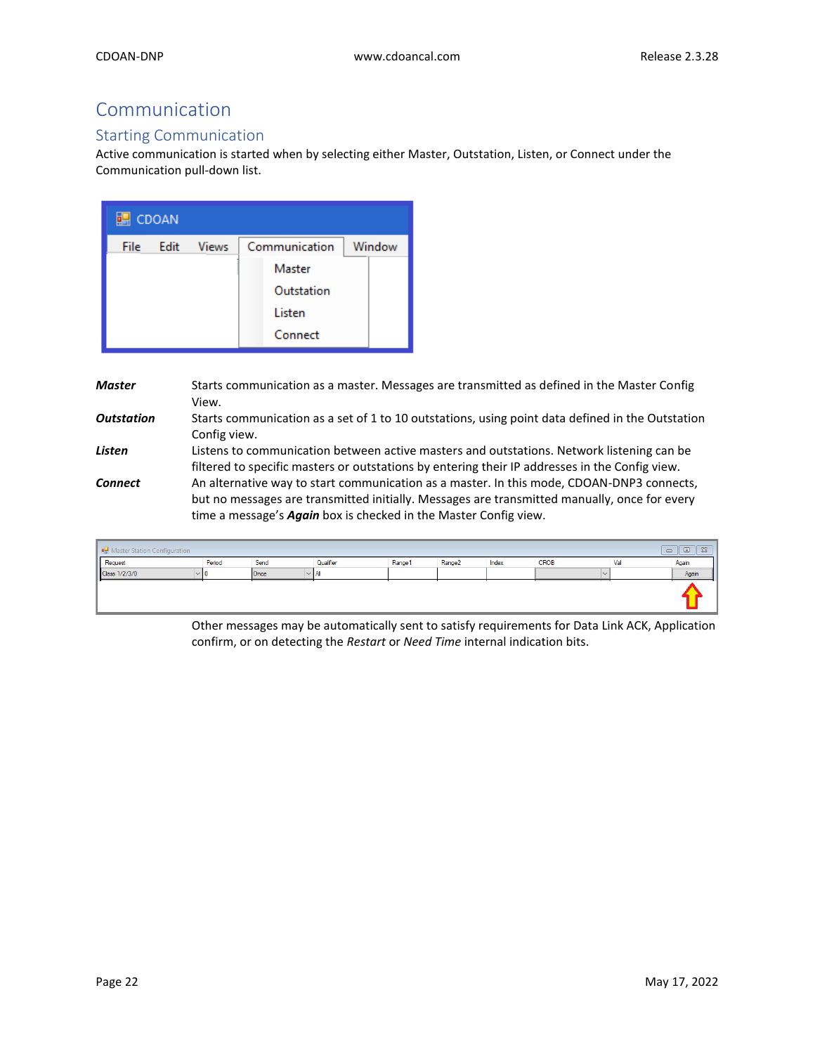# Communication

## Starting Communication

Active communication is started when by selecting either Master, Outstation, Listen, or Connect under the Communication pull-down list.

***Master*** Starts communication as a master. Messages are transmitted as defined in the Master Config View.

***Outstation*** Starts communication as a set of 1 to 10 outstations, using point data defined in the Outstation Config view.

***Listen*** Listens to communication between active masters and outstations. Network listening can be filtered to specific masters or outstations by entering their IP addresses in the Config view.

***Connect*** An alternative way to start communication as a master. In this mode, CDOAN-DNP3 connects, but no messages are transmitted initially. Messages are transmitted manually, once for every time a message's ***Again*** box is checked in the Master Config view.

Other messages may be automatically sent to satisfy requirements for Data Link ACK, Application confirm, or on detecting the *Restart* or *Need Time* internal indication bits.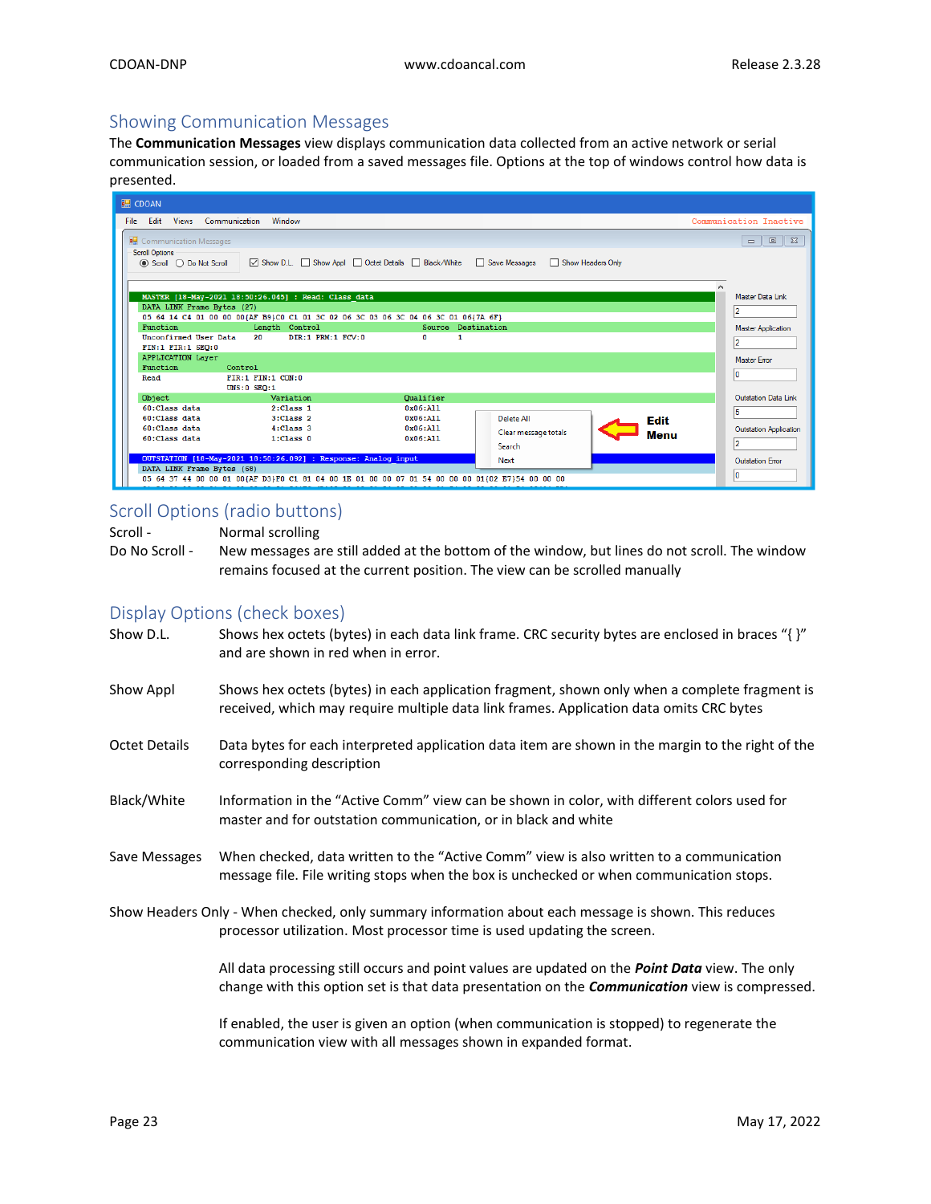## Showing Communication Messages

The **Communication Messages** view displays communication data collected from an active network or serial communication session, or loaded from a saved messages file. Options at the top of windows control how data is presented.

## Scroll Options (radio buttons)

Scroll - Normal scrolling

Do No Scroll - New messages are still added at the bottom of the window, but lines do not scroll. The window remains focused at the current position. The view can be scrolled manually

## Display Options (check boxes)

Show D.L. Shows hex octets (bytes) in each data link frame. CRC security bytes are enclosed in braces "{ }" and are shown in red when in error.

Show Appl Shows hex octets (bytes) in each application fragment, shown only when a complete fragment is received, which may require multiple data link frames. Application data omits CRC bytes

Octet Details Data bytes for each interpreted application data item are shown in the margin to the right of the corresponding description

Black/White Information in the "Active Comm" view can be shown in color, with different colors used for master and for outstation communication, or in black and white

Save Messages When checked, data written to the "Active Comm" view is also written to a communication message file. File writing stops when the box is unchecked or when communication stops.

Show Headers Only - When checked, only summary information about each message is shown. This reduces processor utilization. Most processor time is used updating the screen.

All data processing still occurs and point values are updated on the ***Point Data*** view. The only change with this option set is that data presentation on the ***Communication*** view is compressed.

If enabled, the user is given an option (when communication is stopped) to regenerate the communication view with all messages shown in expanded format.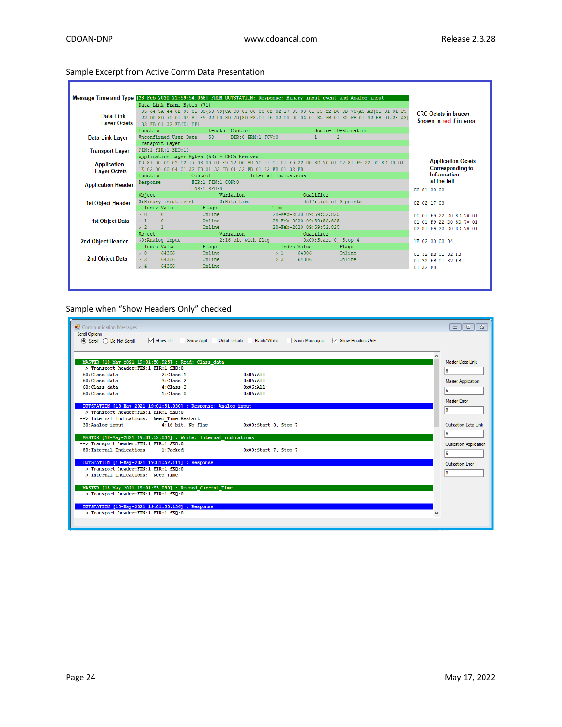Sample Excerpt from Active Comm Data Presentation

```
Message Time and Type   [28-Feb-2020 21:59:54.066] FROM OUTSTATION: Response: Binary_input_event and Analog_input
                        Data Link Frame Bytes (71)
Data Link                05 64 3A 44 02 00 01 00{53 79}CA C0 81 00 00 02 02 17 03 00 01 F9 22 D0 8D 70{A5 AB}01 01 F9     CRC Octets in braces.
Layer Octets             22 D0 8D 70 01 02 81 F9 22 D0 8D 70{8D F8}01 1E 02 00 00 04 01 32 FB 01 32 FB 01 32 FB 01{2F A3}  Shown in red if in error
                         32 FB 01 32 FB{E1 BF}
                        Function              Length  Control                      Source  Destination
Data Link Layer         Unconfirmed User Data   58    DIR:0 PRM:1 FCV:0              1        2
                        Transport Layer
Transport Layer         FIN:1 FIR:1 SEQ:10
                        Application Layer Bytes (52) - CRCs Removed                                               Application Octets
Application             C0 81 00 00 02 02 17 03 00 01 F9 22 D0 8D 70 01 01 F9 22 D0 8D 70 01 02 81 F9 22 D0 8D 70 01  Corresponding to
Layer Octets            1E 02 00 00 04 01 32 FB 01 32 FB 01 32 FB 01 32 FB                                       Information
                        Function           Control              Internal Indications                              at the left
Application Header      Response           FIR:1 FIN:1 CON:0
                                           UNS:0 SEQ:0                                                            C0 81 00 00
                        Object                  Variation                   Qualifier
1st Object Header       2:Binary input event    2:With time                 0x17:List of 3 points                 02 02 17 03
                          Index Value         Flags                Time
                        > 0     0             Online               28-Feb-2020 09:59:52.825                        00 01 F9 22 D0 8D 70 01
1st Object Data         > 1     0             Online               28-Feb-2020 09:59:52.825                        01 01 F9 22 D0 8D 70 01
                        > 2     1             Online               28-Feb-2020 09:59:52.825                        02 81 F9 22 D0 8D 70 01
                        Object                  Variation                   Qualifier
2nd Object Header       30:Analog input         2:16 bit with flag          0x00:Start 0, Stop 4                  1E 02 00 00 04
                          Index Value         Flags              Index Value       Flags
                        > 0     64306         Online             > 1    64306      Online                         01 32 FB 01 32 FB
2nd Object Data         > 2     64306         Online             > 3    64306      Online                         01 32 FB 01 32 FB
                        > 4     64306         Online                                                              01 32 FB
```

Sample when "Show Headers Only" checked

```
Communication Messages
Scroll Options
(•) Scroll  ( ) Do Not Scroll   [x] Show D.L.  [ ] Show Appl  [ ] Octet Details  [ ] Black/White  [ ] Save Messages  [x] Show Headers Only

MASTER [18-May-2021 19:01:50.925] : Read: Class_data                                                  Master Data Link
 --> Transport header:FIN:1 FIR:1 SEQ:0                                                                 6
 60:Class data              2:Class 1                    0x06:All                                      Master Application
 60:Class data              3:Class 2                    0x06:All                                       6
 60:Class data              4:Class 3                    0x06:All                                      Master Error
 60:Class data              1:Class 0                    0x06:All                                       0

OUTSTATION [18-May-2021 19:01:51.030] : Response: Analog_input                                        Outstation Data Link
 --> Transport header:FIN:1 FIR:1 SEQ:0                                                                 6
 --> Internal Indications:  Need_Time Restart                                                          Outstation Application
 30:Analog input            4:16 bit, No flag            0x00:Start 0, Stop 7                           6
                                                                                                       Outstation Error
MASTER [18-May-2021 19:01:52.034] : Write: Internal_indications                                         0
 --> Transport header:FIN:1 FIR:1 SEQ:0
 80:Internal Indications    1:Packed                     0x00:Start 7, Stop 7

OUTSTATION [18-May-2021 19:01:52.111] : Response
 --> Transport header:FIN:1 FIR:1 SEQ:0
 --> Internal Indications:  Need_Time

MASTER [18-May-2021 19:01:53.059] : Record Current Time
 --> Transport header:FIN:1 FIR:1 SEQ:0

OUTSTATION [18-May-2021 19:01:53.136] : Response
 --> Transport header:FIN:1 FIR:1 SEQ:0
```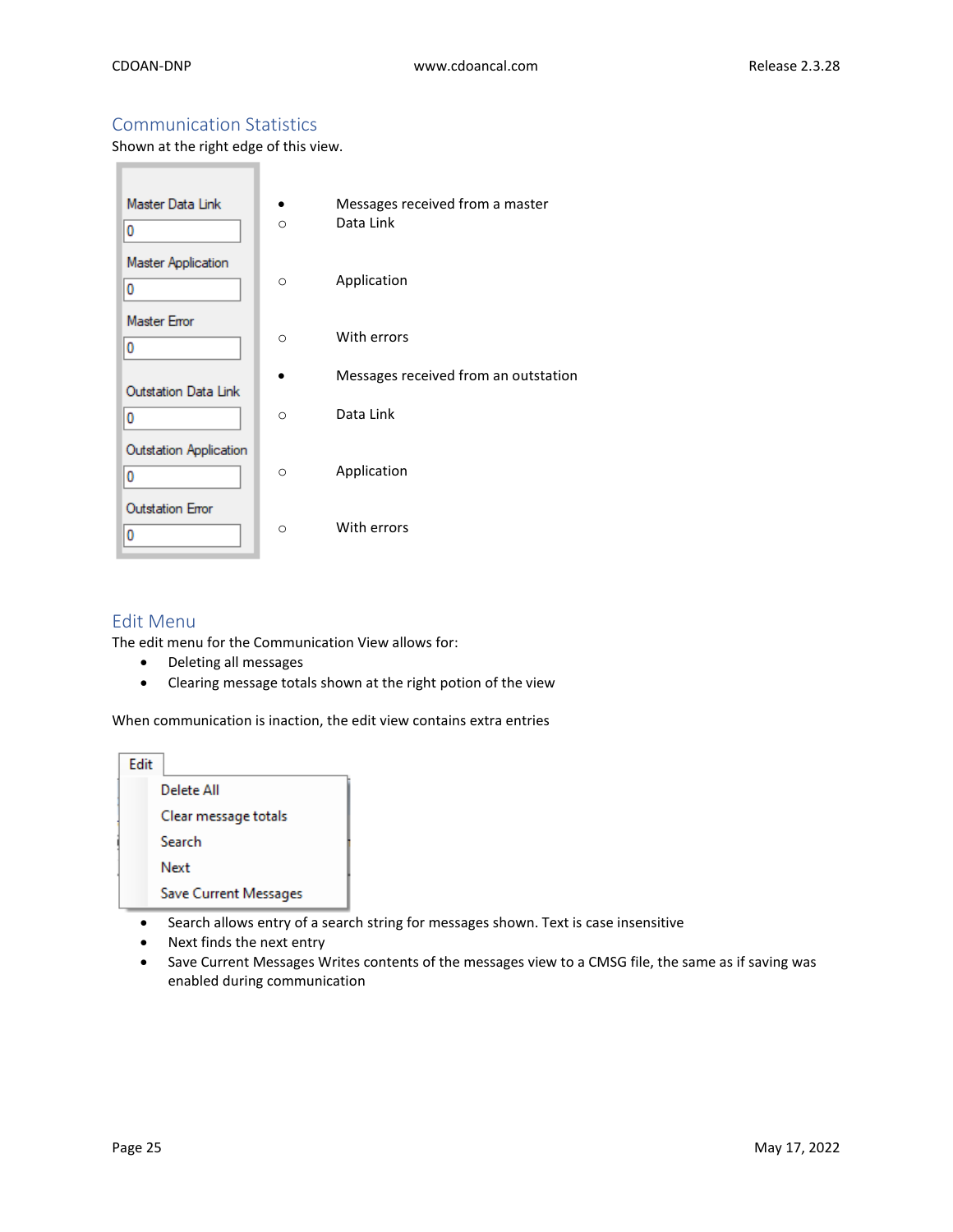## Communication Statistics

Shown at the right edge of this view.

| | |
|---|---|
| Master Data Link: 0 | • Messages received from a master<br>  ○ Data Link |
| Master Application: 0 | ○ Application |
| Master Error: 0 | ○ With errors |
| | • Messages received from an outstation |
| Outstation Data Link: 0 | ○ Data Link |
| Outstation Application: 0 | ○ Application |
| Outstation Error: 0 | ○ With errors |

## Edit Menu

The edit menu for the Communication View allows for:

- Deleting all messages
- Clearing message totals shown at the right potion of the view

When communication is inaction, the edit view contains extra entries

Edit
- Delete All
- Clear message totals
- Search
- Next
- Save Current Messages

- Search allows entry of a search string for messages shown. Text is case insensitive
- Next finds the next entry
- Save Current Messages Writes contents of the messages view to a CMSG file, the same as if saving was enabled during communication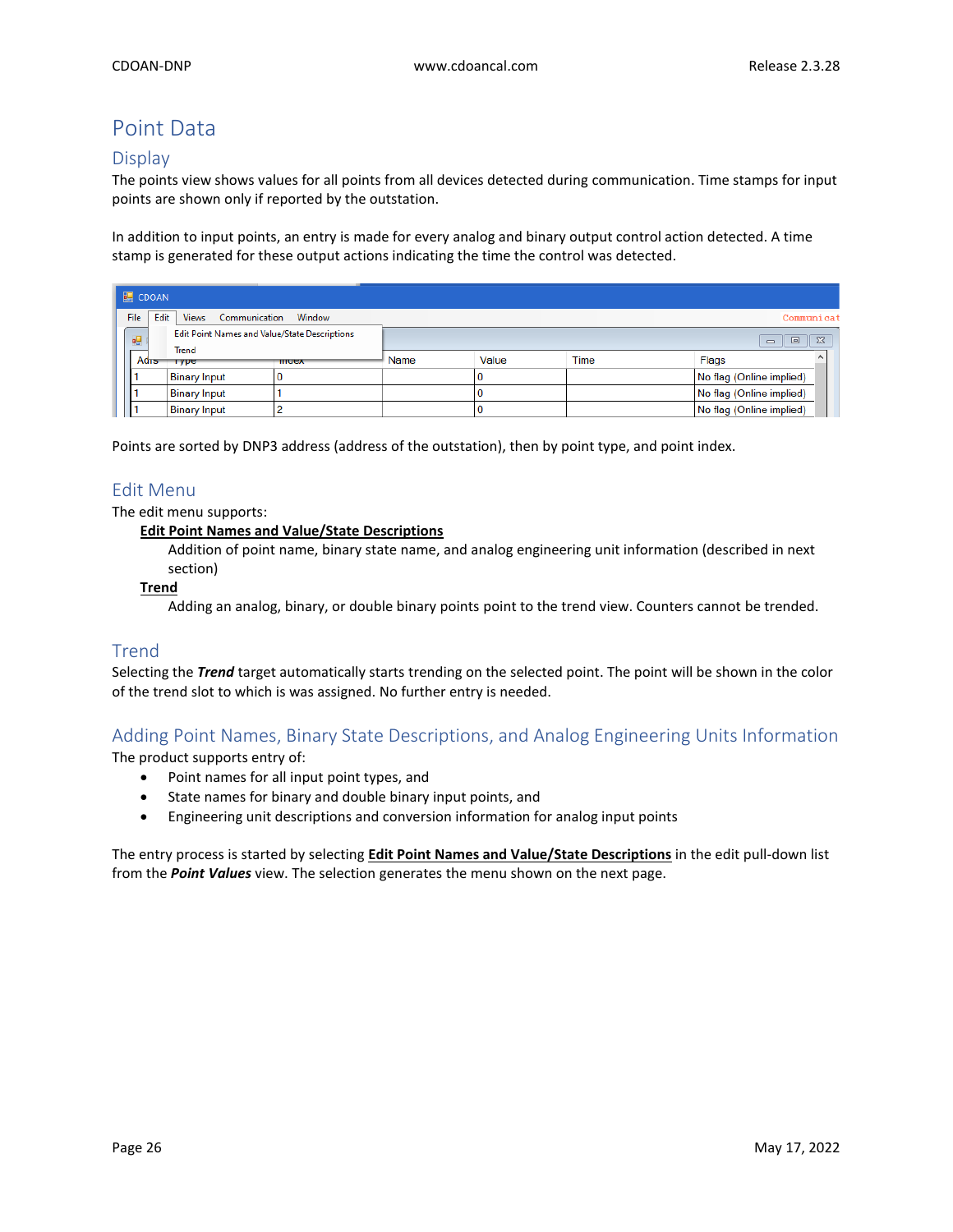# Point Data

## Display

The points view shows values for all points from all devices detected during communication. Time stamps for input points are shown only if reported by the outstation.

In addition to input points, an entry is made for every analog and binary output control action detected. A time stamp is generated for these output actions indicating the time the control was detected.

Points are sorted by DNP3 address (address of the outstation), then by point type, and point index.

## Edit Menu

The edit menu supports:

**Edit Point Names and Value/State Descriptions**

Addition of point name, binary state name, and analog engineering unit information (described in next section)

**Trend**

Adding an analog, binary, or double binary points point to the trend view. Counters cannot be trended.

## Trend

Selecting the ***Trend*** target automatically starts trending on the selected point. The point will be shown in the color of the trend slot to which is was assigned. No further entry is needed.

## Adding Point Names, Binary State Descriptions, and Analog Engineering Units Information

The product supports entry of:

- Point names for all input point types, and
- State names for binary and double binary input points, and
- Engineering unit descriptions and conversion information for analog input points

The entry process is started by selecting **Edit Point Names and Value/State Descriptions** in the edit pull-down list from the ***Point Values*** view. The selection generates the menu shown on the next page.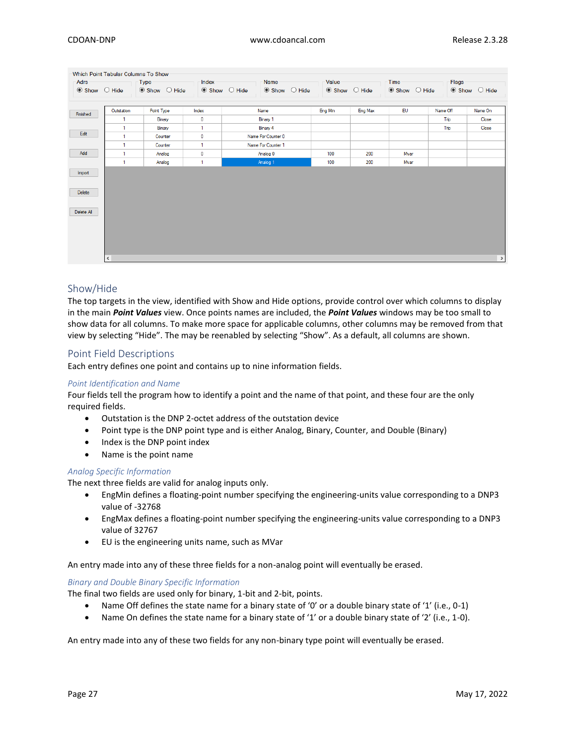Which Point Tabular Columns To Show

| Adrs | Type | Index | Name | Value | Time | Flags |
|---|---|---|---|---|---|---|
| ◉ Show ○ Hide | ◉ Show ○ Hide | ◉ Show ○ Hide | ◉ Show ○ Hide | ◉ Show ○ Hide | ◉ Show ○ Hide | ◉ Show ○ Hide |

Finished | Edit | Add | Import | Delete | Delete All

| Outstation | Point Type | Index | Name | Eng Min | Eng Max | EU | Name Off | Name On |
|---|---|---|---|---|---|---|---|---|
| 1 | Binary | 0 | Binary 1 | | | | Trip | Close |
| 1 | Binary | 1 | Binary 4 | | | | Trip | Close |
| 1 | Counter | 0 | Name For Counter 0 | | | | | |
| 1 | Counter | 1 | Name For Counter 1 | | | | | |
| 1 | Analog | 0 | Analog 0 | 100 | 200 | Mvar | | |
| 1 | Analog | 1 | Analog 1 | 100 | 200 | Mvar | | |

## Show/Hide

The top targets in the view, identified with Show and Hide options, provide control over which columns to display in the main ***Point Values*** view. Once points names are included, the ***Point Values*** windows may be too small to show data for all columns. To make more space for applicable columns, other columns may be removed from that view by selecting "Hide". The may be reenabled by selecting "Show". As a default, all columns are shown.

## Point Field Descriptions

Each entry defines one point and contains up to nine information fields.

### *Point Identification and Name*

Four fields tell the program how to identify a point and the name of that point, and these four are the only required fields.

- Outstation is the DNP 2-octet address of the outstation device
- Point type is the DNP point type and is either Analog, Binary, Counter, and Double (Binary)
- Index is the DNP point index
- Name is the point name

### *Analog Specific Information*

The next three fields are valid for analog inputs only.

- EngMin defines a floating-point number specifying the engineering-units value corresponding to a DNP3 value of -32768
- EngMax defines a floating-point number specifying the engineering-units value corresponding to a DNP3 value of 32767
- EU is the engineering units name, such as MVar

An entry made into any of these three fields for a non-analog point will eventually be erased.

### *Binary and Double Binary Specific Information*

The final two fields are used only for binary, 1-bit and 2-bit, points.

- Name Off defines the state name for a binary state of '0' or a double binary state of '1' (i.e., 0-1)
- Name On defines the state name for a binary state of '1' or a double binary state of '2' (i.e., 1-0).

An entry made into any of these two fields for any non-binary type point will eventually be erased.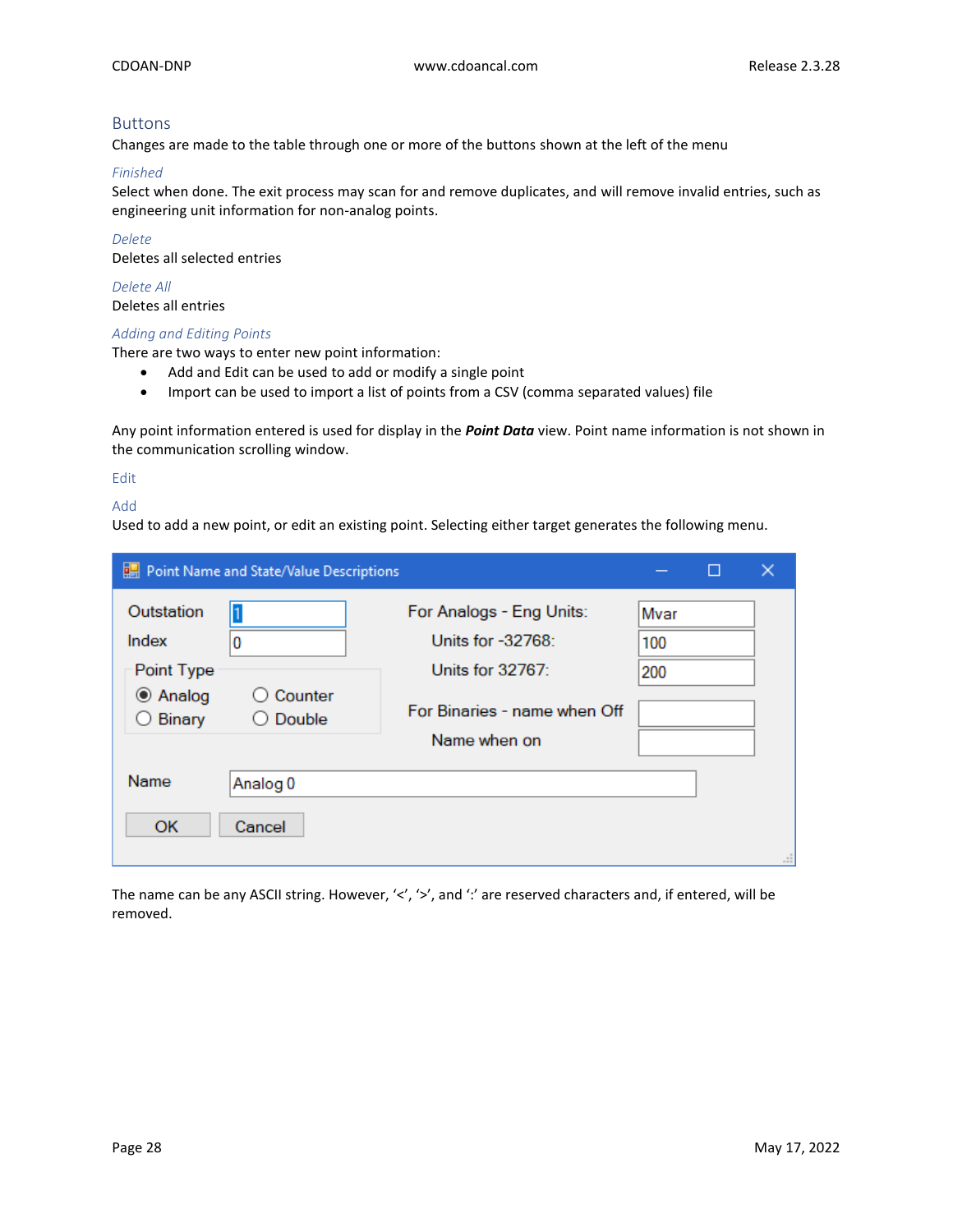## Buttons

Changes are made to the table through one or more of the buttons shown at the left of the menu

### *Finished*

Select when done. The exit process may scan for and remove duplicates, and will remove invalid entries, such as engineering unit information for non-analog points.

### *Delete*

Deletes all selected entries

### *Delete All*

Deletes all entries

### *Adding and Editing Points*

There are two ways to enter new point information:

- Add and Edit can be used to add or modify a single point
- Import can be used to import a list of points from a CSV (comma separated values) file

Any point information entered is used for display in the ***Point Data*** view. Point name information is not shown in the communication scrolling window.

#### Edit

#### Add

Used to add a new point, or edit an existing point. Selecting either target generates the following menu.

The name can be any ASCII string. However, '<', '>', and ':' are reserved characters and, if entered, will be removed.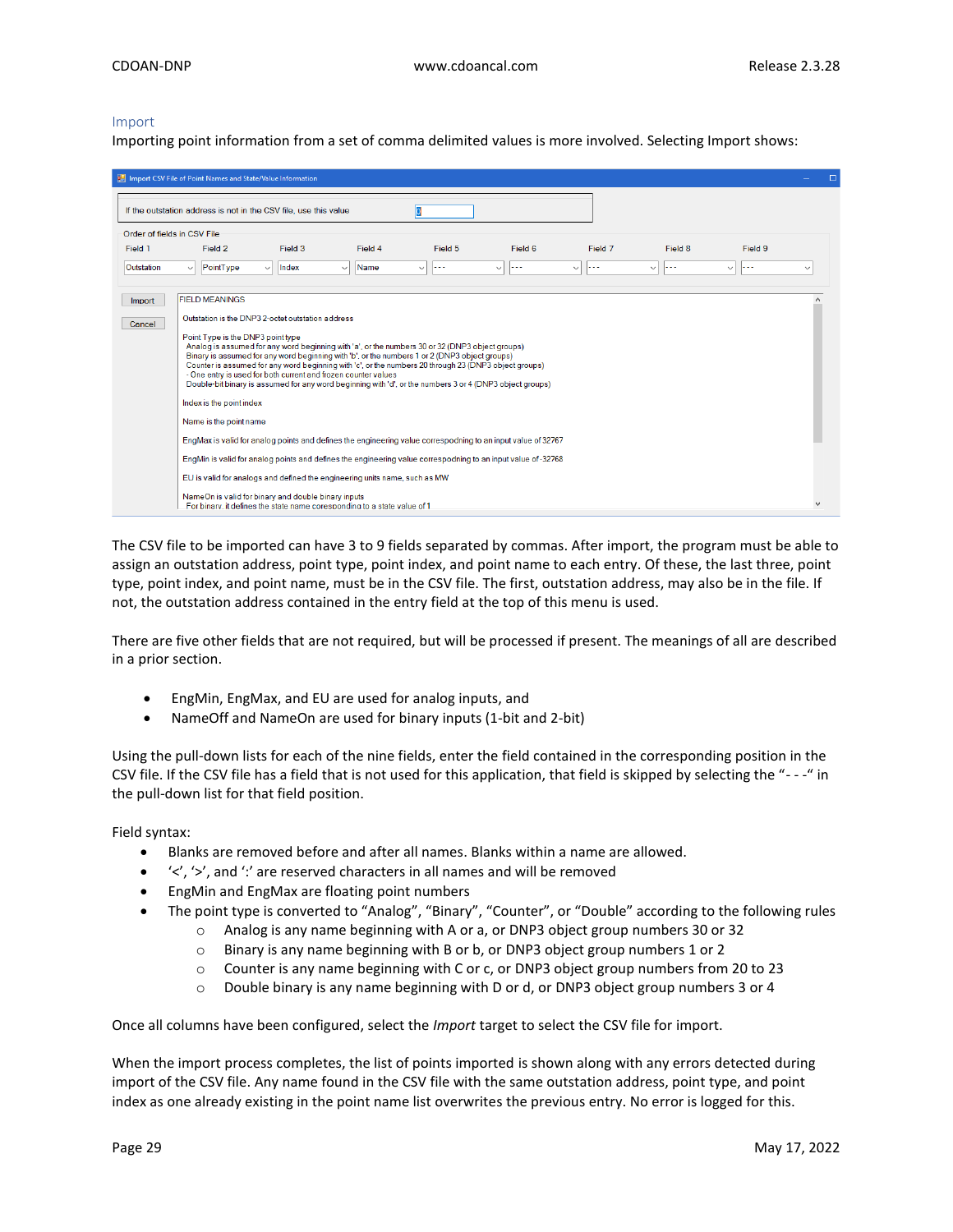## Import

Importing point information from a set of comma delimited values is more involved. Selecting Import shows:

The CSV file to be imported can have 3 to 9 fields separated by commas. After import, the program must be able to assign an outstation address, point type, point index, and point name to each entry. Of these, the last three, point type, point index, and point name, must be in the CSV file. The first, outstation address, may also be in the file. If not, the outstation address contained in the entry field at the top of this menu is used.

There are five other fields that are not required, but will be processed if present. The meanings of all are described in a prior section.

- EngMin, EngMax, and EU are used for analog inputs, and
- NameOff and NameOn are used for binary inputs (1-bit and 2-bit)

Using the pull-down lists for each of the nine fields, enter the field contained in the corresponding position in the CSV file. If the CSV file has a field that is not used for this application, that field is skipped by selecting the "- - -" in the pull-down list for that field position.

Field syntax:

- Blanks are removed before and after all names. Blanks within a name are allowed.
- '<', '>', and ':' are reserved characters in all names and will be removed
- EngMin and EngMax are floating point numbers
- The point type is converted to "Analog", "Binary", "Counter", or "Double" according to the following rules
  - Analog is any name beginning with A or a, or DNP3 object group numbers 30 or 32
  - Binary is any name beginning with B or b, or DNP3 object group numbers 1 or 2
  - Counter is any name beginning with C or c, or DNP3 object group numbers from 20 to 23
  - Double binary is any name beginning with D or d, or DNP3 object group numbers 3 or 4

Once all columns have been configured, select the *Import* target to select the CSV file for import.

When the import process completes, the list of points imported is shown along with any errors detected during import of the CSV file. Any name found in the CSV file with the same outstation address, point type, and point index as one already existing in the point name list overwrites the previous entry. No error is logged for this.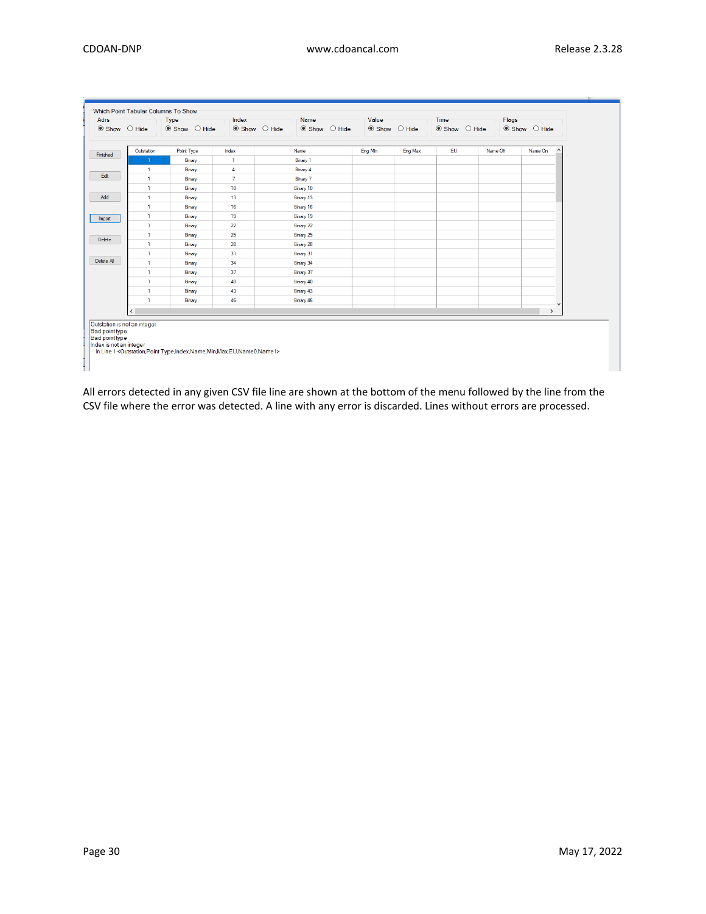Which Point Tabular Columns To Show

| Adrs | Type | Index | Name | Value | Time | Flags |
|---|---|---|---|---|---|---|
| ◉ Show ○ Hide | ◉ Show ○ Hide | ◉ Show ○ Hide | ◉ Show ○ Hide | ◉ Show ○ Hide | ◉ Show ○ Hide | ◉ Show ○ Hide |

Finished

Edit

Add

Import

Delete

Delete All

| Outstation | Point Type | Index | Name | Eng Min | Eng Max | EU | Name Off | Name On |
|---|---|---|---|---|---|---|---|---|
| 1 | Binary | 1 | Binary 1 | | | | | |
| 1 | Binary | 4 | Binary 4 | | | | | |
| 1 | Binary | 7 | Binary 7 | | | | | |
| 1 | Binary | 10 | Binary 10 | | | | | |
| 1 | Binary | 13 | Binary 13 | | | | | |
| 1 | Binary | 16 | Binary 16 | | | | | |
| 1 | Binary | 19 | Binary 19 | | | | | |
| 1 | Binary | 22 | Binary 22 | | | | | |
| 1 | Binary | 25 | Binary 25 | | | | | |
| 1 | Binary | 28 | Binary 28 | | | | | |
| 1 | Binary | 31 | Binary 31 | | | | | |
| 1 | Binary | 34 | Binary 34 | | | | | |
| 1 | Binary | 37 | Binary 37 | | | | | |
| 1 | Binary | 40 | Binary 40 | | | | | |
| 1 | Binary | 43 | Binary 43 | | | | | |
| 1 | Binary | 46 | Binary 46 | | | | | |

```
Outstation is not an integer
Bad point type
Bad point type
Index is not an integer
    In Line 1 <Outstation,Point Type,Index,Name,Min,Max,EU,Name0,Name1>
```

All errors detected in any given CSV file line are shown at the bottom of the menu followed by the line from the CSV file where the error was detected. A line with any error is discarded. Lines without errors are processed.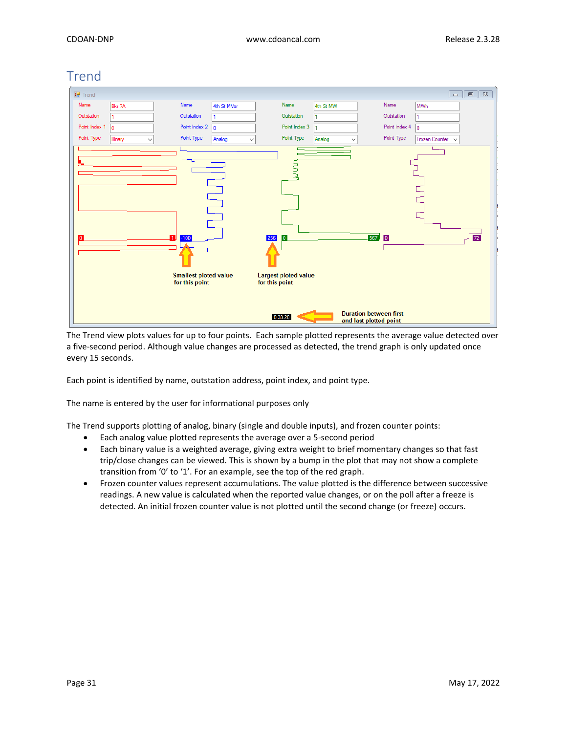# Trend

The Trend view plots values for up to four points. Each sample plotted represents the average value detected over a five-second period. Although value changes are processed as detected, the trend graph is only updated once every 15 seconds.

Each point is identified by name, outstation address, point index, and point type.

The name is entered by the user for informational purposes only

The Trend supports plotting of analog, binary (single and double inputs), and frozen counter points:

- Each analog value plotted represents the average over a 5-second period
- Each binary value is a weighted average, giving extra weight to brief momentary changes so that fast trip/close changes can be viewed. This is shown by a bump in the plot that may not show a complete transition from '0' to '1'. For an example, see the top of the red graph.
- Frozen counter values represent accumulations. The value plotted is the difference between successive readings. A new value is calculated when the reported value changes, or on the poll after a freeze is detected. An initial frozen counter value is not plotted until the second change (or freeze) occurs.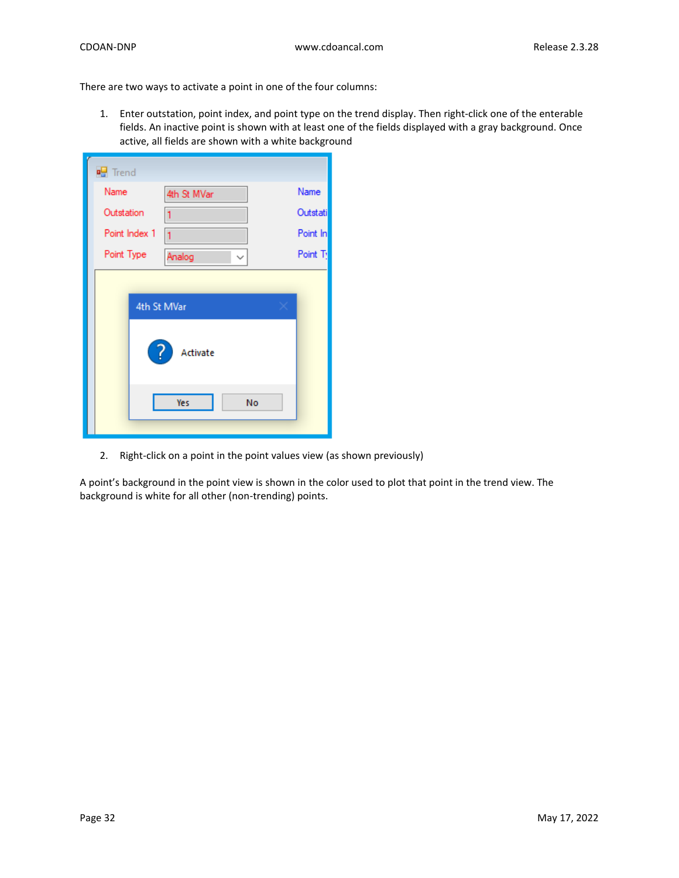There are two ways to activate a point in one of the four columns:

1. Enter outstation, point index, and point type on the trend display. Then right-click one of the enterable fields. An inactive point is shown with at least one of the fields displayed with a gray background. Once active, all fields are shown with a white background

2. Right-click on a point in the point values view (as shown previously)

A point's background in the point view is shown in the color used to plot that point in the trend view. The background is white for all other (non-trending) points.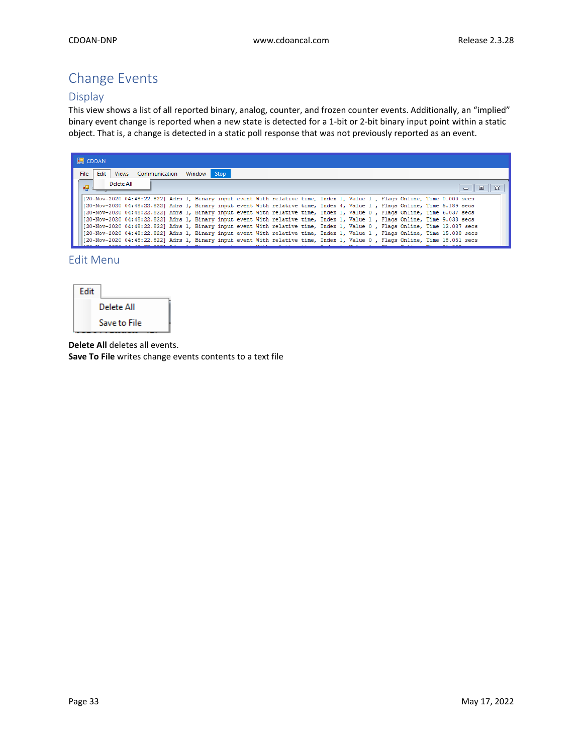# Change Events

## Display

This view shows a list of all reported binary, analog, counter, and frozen counter events. Additionally, an "implied" binary event change is reported when a new state is detected for a 1-bit or 2-bit binary input point within a static object. That is, a change is detected in a static poll response that was not previously reported as an event.

## Edit Menu

**Delete All** deletes all events.
**Save To File** writes change events contents to a text file